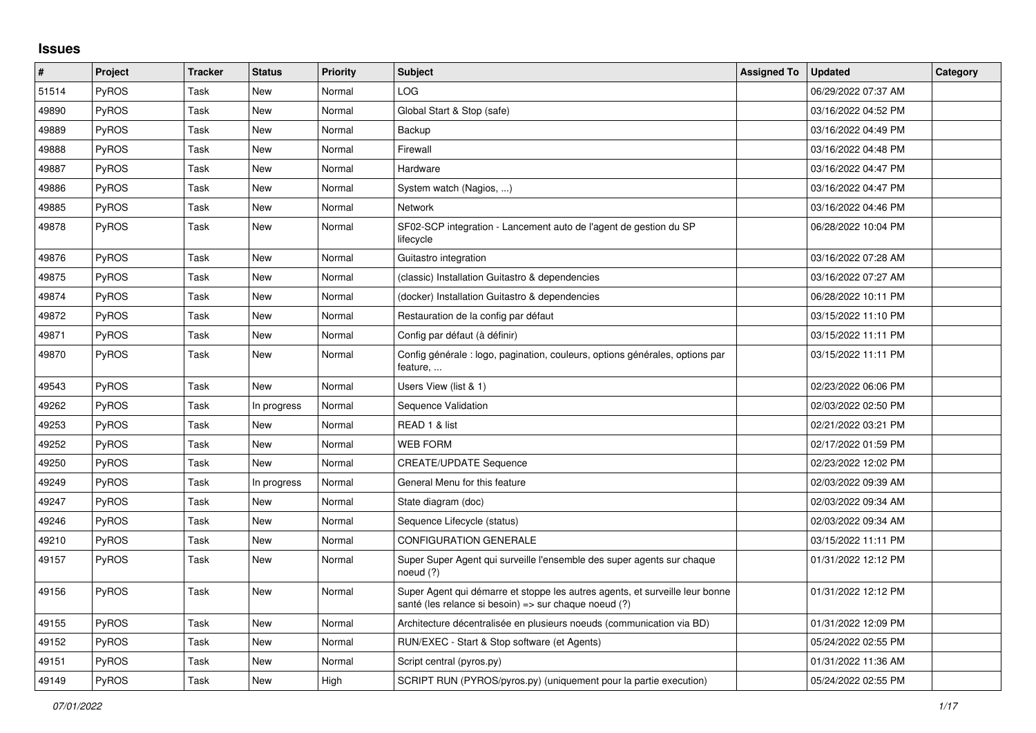# Issues

| # | Project | Tracker | Status | Priority | Subject | Assigned To | Updated | Category |
|---|---|---|---|---|---|---|---|---|
| 51514 | PyROS | Task | New | Normal | LOG | | 06/29/2022 07:37 AM | |
| 49890 | PyROS | Task | New | Normal | Global Start & Stop (safe) | | 03/16/2022 04:52 PM | |
| 49889 | PyROS | Task | New | Normal | Backup | | 03/16/2022 04:49 PM | |
| 49888 | PyROS | Task | New | Normal | Firewall | | 03/16/2022 04:48 PM | |
| 49887 | PyROS | Task | New | Normal | Hardware | | 03/16/2022 04:47 PM | |
| 49886 | PyROS | Task | New | Normal | System watch (Nagios, ...) | | 03/16/2022 04:47 PM | |
| 49885 | PyROS | Task | New | Normal | Network | | 03/16/2022 04:46 PM | |
| 49878 | PyROS | Task | New | Normal | SF02-SCP integration - Lancement auto de l'agent de gestion du SP lifecycle | | 06/28/2022 10:04 PM | |
| 49876 | PyROS | Task | New | Normal | Guitastro integration | | 03/16/2022 07:28 AM | |
| 49875 | PyROS | Task | New | Normal | (classic) Installation Guitastro & dependencies | | 03/16/2022 07:27 AM | |
| 49874 | PyROS | Task | New | Normal | (docker) Installation Guitastro & dependencies | | 06/28/2022 10:11 PM | |
| 49872 | PyROS | Task | New | Normal | Restauration de la config par défaut | | 03/15/2022 11:10 PM | |
| 49871 | PyROS | Task | New | Normal | Config par défaut (à définir) | | 03/15/2022 11:11 PM | |
| 49870 | PyROS | Task | New | Normal | Config générale : logo, pagination, couleurs, options générales, options par feature, ... | | 03/15/2022 11:11 PM | |
| 49543 | PyROS | Task | New | Normal | Users View (list & 1) | | 02/23/2022 06:06 PM | |
| 49262 | PyROS | Task | In progress | Normal | Sequence Validation | | 02/03/2022 02:50 PM | |
| 49253 | PyROS | Task | New | Normal | READ 1 & list | | 02/21/2022 03:21 PM | |
| 49252 | PyROS | Task | New | Normal | WEB FORM | | 02/17/2022 01:59 PM | |
| 49250 | PyROS | Task | New | Normal | CREATE/UPDATE Sequence | | 02/23/2022 12:02 PM | |
| 49249 | PyROS | Task | In progress | Normal | General Menu for this feature | | 02/03/2022 09:39 AM | |
| 49247 | PyROS | Task | New | Normal | State diagram (doc) | | 02/03/2022 09:34 AM | |
| 49246 | PyROS | Task | New | Normal | Sequence Lifecycle (status) | | 02/03/2022 09:34 AM | |
| 49210 | PyROS | Task | New | Normal | CONFIGURATION GENERALE | | 03/15/2022 11:11 PM | |
| 49157 | PyROS | Task | New | Normal | Super Super Agent qui surveille l'ensemble des super agents sur chaque noeud (?) | | 01/31/2022 12:12 PM | |
| 49156 | PyROS | Task | New | Normal | Super Agent qui démarre et stoppe les autres agents, et surveille leur bonne santé (les relance si besoin) => sur chaque noeud (?) | | 01/31/2022 12:12 PM | |
| 49155 | PyROS | Task | New | Normal | Architecture décentralisée en plusieurs noeuds (communication via BD) | | 01/31/2022 12:09 PM | |
| 49152 | PyROS | Task | New | Normal | RUN/EXEC - Start & Stop software (et Agents) | | 05/24/2022 02:55 PM | |
| 49151 | PyROS | Task | New | Normal | Script central (pyros.py) | | 01/31/2022 11:36 AM | |
| 49149 | PyROS | Task | New | High | SCRIPT RUN (PYROS/pyros.py) (uniquement pour la partie execution) | | 05/24/2022 02:55 PM | |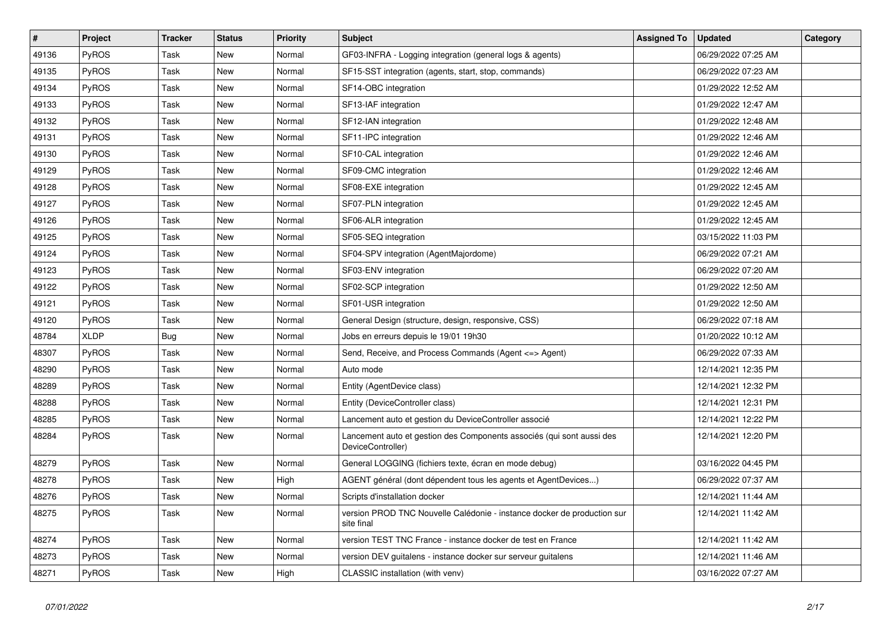| # | Project | Tracker | Status | Priority | Subject | Assigned To | Updated | Category |
|---|---|---|---|---|---|---|---|---|
| 49136 | PyROS | Task | New | Normal | GF03-INFRA - Logging integration (general logs & agents) | | 06/29/2022 07:25 AM | |
| 49135 | PyROS | Task | New | Normal | SF15-SST integration (agents, start, stop, commands) | | 06/29/2022 07:23 AM | |
| 49134 | PyROS | Task | New | Normal | SF14-OBC integration | | 01/29/2022 12:52 AM | |
| 49133 | PyROS | Task | New | Normal | SF13-IAF integration | | 01/29/2022 12:47 AM | |
| 49132 | PyROS | Task | New | Normal | SF12-IAN integration | | 01/29/2022 12:48 AM | |
| 49131 | PyROS | Task | New | Normal | SF11-IPC integration | | 01/29/2022 12:46 AM | |
| 49130 | PyROS | Task | New | Normal | SF10-CAL integration | | 01/29/2022 12:46 AM | |
| 49129 | PyROS | Task | New | Normal | SF09-CMC integration | | 01/29/2022 12:46 AM | |
| 49128 | PyROS | Task | New | Normal | SF08-EXE integration | | 01/29/2022 12:45 AM | |
| 49127 | PyROS | Task | New | Normal | SF07-PLN integration | | 01/29/2022 12:45 AM | |
| 49126 | PyROS | Task | New | Normal | SF06-ALR integration | | 01/29/2022 12:45 AM | |
| 49125 | PyROS | Task | New | Normal | SF05-SEQ integration | | 03/15/2022 11:03 PM | |
| 49124 | PyROS | Task | New | Normal | SF04-SPV integration (AgentMajordome) | | 06/29/2022 07:21 AM | |
| 49123 | PyROS | Task | New | Normal | SF03-ENV integration | | 06/29/2022 07:20 AM | |
| 49122 | PyROS | Task | New | Normal | SF02-SCP integration | | 01/29/2022 12:50 AM | |
| 49121 | PyROS | Task | New | Normal | SF01-USR integration | | 01/29/2022 12:50 AM | |
| 49120 | PyROS | Task | New | Normal | General Design (structure, design, responsive, CSS) | | 06/29/2022 07:18 AM | |
| 48784 | XLDP | Bug | New | Normal | Jobs en erreurs depuis le 19/01 19h30 | | 01/20/2022 10:12 AM | |
| 48307 | PyROS | Task | New | Normal | Send, Receive, and Process Commands (Agent <=> Agent) | | 06/29/2022 07:33 AM | |
| 48290 | PyROS | Task | New | Normal | Auto mode | | 12/14/2021 12:35 PM | |
| 48289 | PyROS | Task | New | Normal | Entity (AgentDevice class) | | 12/14/2021 12:32 PM | |
| 48288 | PyROS | Task | New | Normal | Entity (DeviceController class) | | 12/14/2021 12:31 PM | |
| 48285 | PyROS | Task | New | Normal | Lancement auto et gestion du DeviceController associé | | 12/14/2021 12:22 PM | |
| 48284 | PyROS | Task | New | Normal | Lancement auto et gestion des Components associés (qui sont aussi des DeviceController) | | 12/14/2021 12:20 PM | |
| 48279 | PyROS | Task | New | Normal | General LOGGING (fichiers texte, écran en mode debug) | | 03/16/2022 04:45 PM | |
| 48278 | PyROS | Task | New | High | AGENT général (dont dépendent tous les agents et AgentDevices...) | | 06/29/2022 07:37 AM | |
| 48276 | PyROS | Task | New | Normal | Scripts d'installation docker | | 12/14/2021 11:44 AM | |
| 48275 | PyROS | Task | New | Normal | version PROD TNC Nouvelle Calédonie - instance docker de production sur site final | | 12/14/2021 11:42 AM | |
| 48274 | PyROS | Task | New | Normal | version TEST TNC France - instance docker de test en France | | 12/14/2021 11:42 AM | |
| 48273 | PyROS | Task | New | Normal | version DEV guitalens - instance docker sur serveur guitalens | | 12/14/2021 11:46 AM | |
| 48271 | PyROS | Task | New | High | CLASSIC installation (with venv) | | 03/16/2022 07:27 AM | |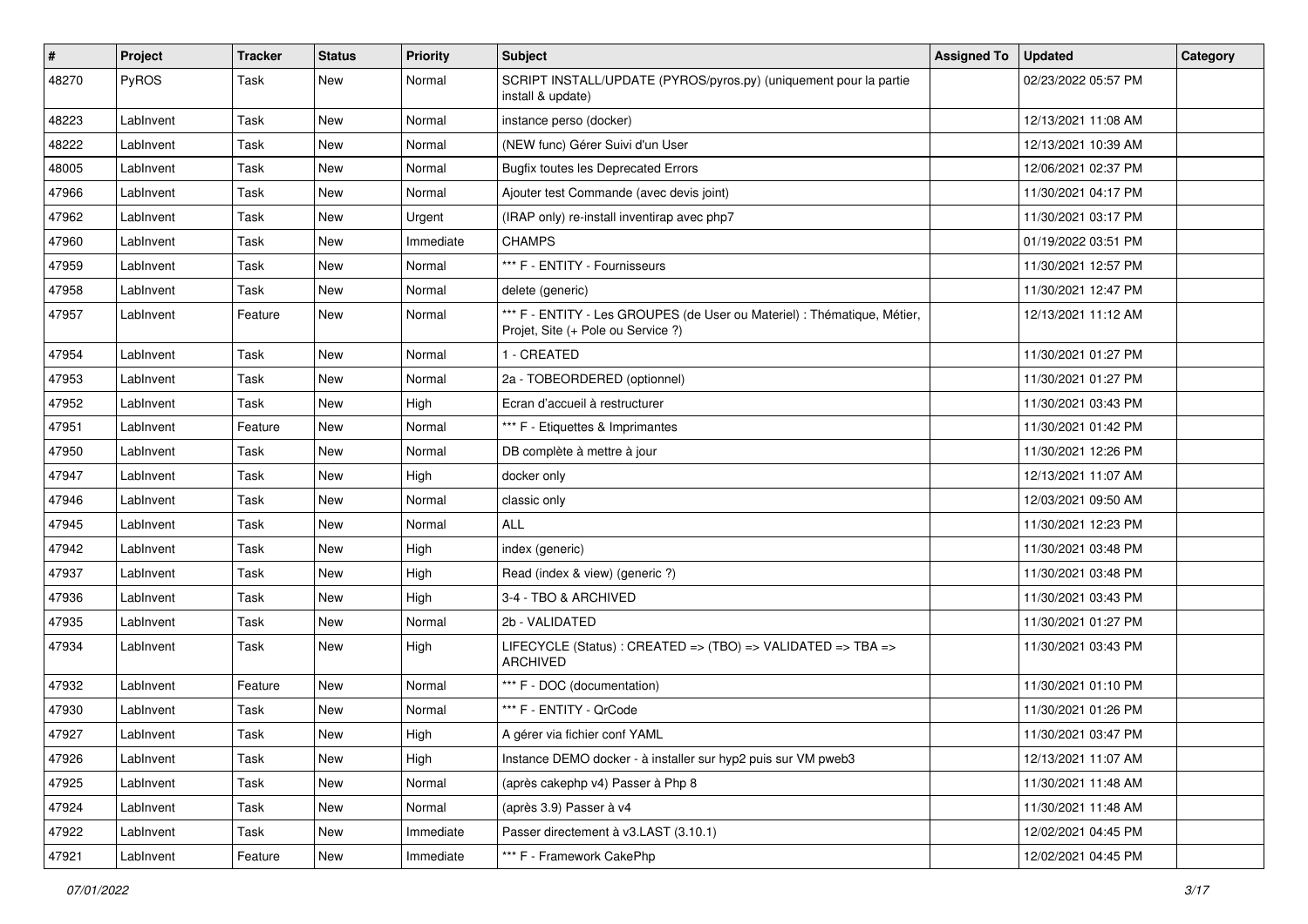| # | Project | Tracker | Status | Priority | Subject | Assigned To | Updated | Category |
|---|---|---|---|---|---|---|---|---|
| 48270 | PyROS | Task | New | Normal | SCRIPT INSTALL/UPDATE (PYROS/pyros.py) (uniquement pour la partie install & update) | | 02/23/2022 05:57 PM | |
| 48223 | LabInvent | Task | New | Normal | instance perso (docker) | | 12/13/2021 11:08 AM | |
| 48222 | LabInvent | Task | New | Normal | (NEW func) Gérer Suivi d'un User | | 12/13/2021 10:39 AM | |
| 48005 | LabInvent | Task | New | Normal | Bugfix toutes les Deprecated Errors | | 12/06/2021 02:37 PM | |
| 47966 | LabInvent | Task | New | Normal | Ajouter test Commande (avec devis joint) | | 11/30/2021 04:17 PM | |
| 47962 | LabInvent | Task | New | Urgent | (IRAP only) re-install inventirap avec php7 | | 11/30/2021 03:17 PM | |
| 47960 | LabInvent | Task | New | Immediate | CHAMPS | | 01/19/2022 03:51 PM | |
| 47959 | LabInvent | Task | New | Normal | *** F - ENTITY - Fournisseurs | | 11/30/2021 12:57 PM | |
| 47958 | LabInvent | Task | New | Normal | delete (generic) | | 11/30/2021 12:47 PM | |
| 47957 | LabInvent | Feature | New | Normal | *** F - ENTITY - Les GROUPES (de User ou Materiel) : Thématique, Métier, Projet, Site (+ Pole ou Service ?) | | 12/13/2021 11:12 AM | |
| 47954 | LabInvent | Task | New | Normal | 1 - CREATED | | 11/30/2021 01:27 PM | |
| 47953 | LabInvent | Task | New | Normal | 2a - TOBEORDERED (optionnel) | | 11/30/2021 01:27 PM | |
| 47952 | LabInvent | Task | New | High | Ecran d'accueil à restructurer | | 11/30/2021 03:43 PM | |
| 47951 | LabInvent | Feature | New | Normal | *** F - Etiquettes & Imprimantes | | 11/30/2021 01:42 PM | |
| 47950 | LabInvent | Task | New | Normal | DB complète à mettre à jour | | 11/30/2021 12:26 PM | |
| 47947 | LabInvent | Task | New | High | docker only | | 12/13/2021 11:07 AM | |
| 47946 | LabInvent | Task | New | Normal | classic only | | 12/03/2021 09:50 AM | |
| 47945 | LabInvent | Task | New | Normal | ALL | | 11/30/2021 12:23 PM | |
| 47942 | LabInvent | Task | New | High | index (generic) | | 11/30/2021 03:48 PM | |
| 47937 | LabInvent | Task | New | High | Read (index & view) (generic ?) | | 11/30/2021 03:48 PM | |
| 47936 | LabInvent | Task | New | High | 3-4 - TBO & ARCHIVED | | 11/30/2021 03:43 PM | |
| 47935 | LabInvent | Task | New | Normal | 2b - VALIDATED | | 11/30/2021 01:27 PM | |
| 47934 | LabInvent | Task | New | High | LIFECYCLE (Status) : CREATED => (TBO) => VALIDATED => TBA => ARCHIVED | | 11/30/2021 03:43 PM | |
| 47932 | LabInvent | Feature | New | Normal | *** F - DOC (documentation) | | 11/30/2021 01:10 PM | |
| 47930 | LabInvent | Task | New | Normal | *** F - ENTITY - QrCode | | 11/30/2021 01:26 PM | |
| 47927 | LabInvent | Task | New | High | A gérer via fichier conf YAML | | 11/30/2021 03:47 PM | |
| 47926 | LabInvent | Task | New | High | Instance DEMO docker - à installer sur hyp2 puis sur VM pweb3 | | 12/13/2021 11:07 AM | |
| 47925 | LabInvent | Task | New | Normal | (après cakephp v4) Passer à Php 8 | | 11/30/2021 11:48 AM | |
| 47924 | LabInvent | Task | New | Normal | (après 3.9) Passer à v4 | | 11/30/2021 11:48 AM | |
| 47922 | LabInvent | Task | New | Immediate | Passer directement à v3.LAST (3.10.1) | | 12/02/2021 04:45 PM | |
| 47921 | LabInvent | Feature | New | Immediate | *** F - Framework CakePhp | | 12/02/2021 04:45 PM | |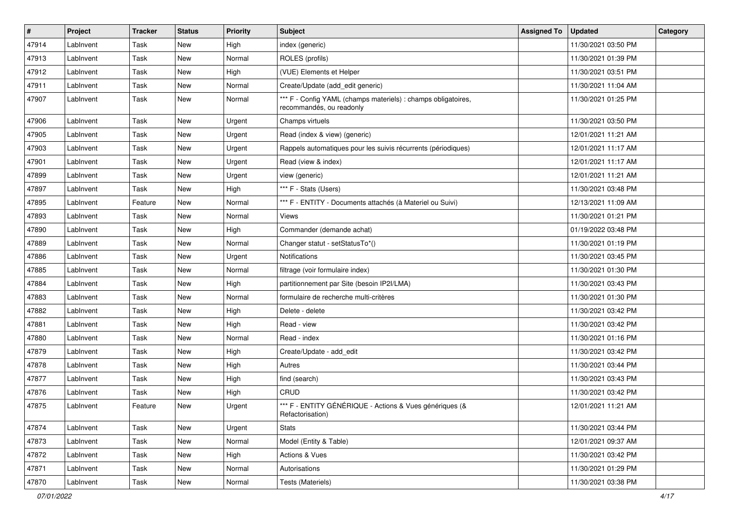| # | Project | Tracker | Status | Priority | Subject | Assigned To | Updated | Category |
|---|---|---|---|---|---|---|---|---|
| 47914 | LabInvent | Task | New | High | index (generic) | | 11/30/2021 03:50 PM | |
| 47913 | LabInvent | Task | New | Normal | ROLES (profils) | | 11/30/2021 01:39 PM | |
| 47912 | LabInvent | Task | New | High | (VUE) Elements et Helper | | 11/30/2021 03:51 PM | |
| 47911 | LabInvent | Task | New | Normal | Create/Update (add_edit generic) | | 11/30/2021 11:04 AM | |
| 47907 | LabInvent | Task | New | Normal | *** F - Config YAML (champs materiels) : champs obligatoires, recommandés, ou readonly | | 11/30/2021 01:25 PM | |
| 47906 | LabInvent | Task | New | Urgent | Champs virtuels | | 11/30/2021 03:50 PM | |
| 47905 | LabInvent | Task | New | Urgent | Read (index & view) (generic) | | 12/01/2021 11:21 AM | |
| 47903 | LabInvent | Task | New | Urgent | Rappels automatiques pour les suivis récurrents (périodiques) | | 12/01/2021 11:17 AM | |
| 47901 | LabInvent | Task | New | Urgent | Read (view & index) | | 12/01/2021 11:17 AM | |
| 47899 | LabInvent | Task | New | Urgent | view (generic) | | 12/01/2021 11:21 AM | |
| 47897 | LabInvent | Task | New | High | *** F - Stats (Users) | | 11/30/2021 03:48 PM | |
| 47895 | LabInvent | Feature | New | Normal | *** F - ENTITY - Documents attachés (à Materiel ou Suivi) | | 12/13/2021 11:09 AM | |
| 47893 | LabInvent | Task | New | Normal | Views | | 11/30/2021 01:21 PM | |
| 47890 | LabInvent | Task | New | High | Commander (demande achat) | | 01/19/2022 03:48 PM | |
| 47889 | LabInvent | Task | New | Normal | Changer statut - setStatusTo*() | | 11/30/2021 01:19 PM | |
| 47886 | LabInvent | Task | New | Urgent | Notifications | | 11/30/2021 03:45 PM | |
| 47885 | LabInvent | Task | New | Normal | filtrage (voir formulaire index) | | 11/30/2021 01:30 PM | |
| 47884 | LabInvent | Task | New | High | partitionnement par Site (besoin IP2I/LMA) | | 11/30/2021 03:43 PM | |
| 47883 | LabInvent | Task | New | Normal | formulaire de recherche multi-critères | | 11/30/2021 01:30 PM | |
| 47882 | LabInvent | Task | New | High | Delete - delete | | 11/30/2021 03:42 PM | |
| 47881 | LabInvent | Task | New | High | Read - view | | 11/30/2021 03:42 PM | |
| 47880 | LabInvent | Task | New | Normal | Read - index | | 11/30/2021 01:16 PM | |
| 47879 | LabInvent | Task | New | High | Create/Update - add_edit | | 11/30/2021 03:42 PM | |
| 47878 | LabInvent | Task | New | High | Autres | | 11/30/2021 03:44 PM | |
| 47877 | LabInvent | Task | New | High | find (search) | | 11/30/2021 03:43 PM | |
| 47876 | LabInvent | Task | New | High | CRUD | | 11/30/2021 03:42 PM | |
| 47875 | LabInvent | Feature | New | Urgent | *** F - ENTITY GÉNÉRIQUE - Actions & Vues génériques (& Refactorisation) | | 12/01/2021 11:21 AM | |
| 47874 | LabInvent | Task | New | Urgent | Stats | | 11/30/2021 03:44 PM | |
| 47873 | LabInvent | Task | New | Normal | Model (Entity & Table) | | 12/01/2021 09:37 AM | |
| 47872 | LabInvent | Task | New | High | Actions & Vues | | 11/30/2021 03:42 PM | |
| 47871 | LabInvent | Task | New | Normal | Autorisations | | 11/30/2021 01:29 PM | |
| 47870 | LabInvent | Task | New | Normal | Tests (Materiels) | | 11/30/2021 03:38 PM | |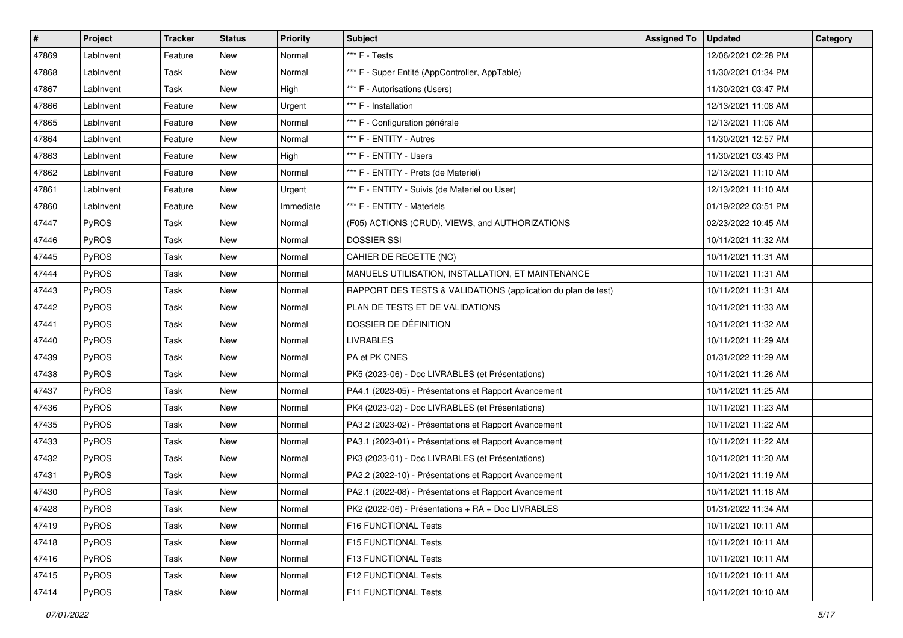| # | Project | Tracker | Status | Priority | Subject | Assigned To | Updated | Category |
|---|---|---|---|---|---|---|---|---|
| 47869 | LabInvent | Feature | New | Normal | *** F - Tests | | 12/06/2021 02:28 PM | |
| 47868 | LabInvent | Task | New | Normal | *** F - Super Entité (AppController, AppTable) | | 11/30/2021 01:34 PM | |
| 47867 | LabInvent | Task | New | High | *** F - Autorisations (Users) | | 11/30/2021 03:47 PM | |
| 47866 | LabInvent | Feature | New | Urgent | *** F - Installation | | 12/13/2021 11:08 AM | |
| 47865 | LabInvent | Feature | New | Normal | *** F - Configuration générale | | 12/13/2021 11:06 AM | |
| 47864 | LabInvent | Feature | New | Normal | *** F - ENTITY - Autres | | 11/30/2021 12:57 PM | |
| 47863 | LabInvent | Feature | New | High | *** F - ENTITY - Users | | 11/30/2021 03:43 PM | |
| 47862 | LabInvent | Feature | New | Normal | *** F - ENTITY - Prets (de Materiel) | | 12/13/2021 11:10 AM | |
| 47861 | LabInvent | Feature | New | Urgent | *** F - ENTITY - Suivis (de Materiel ou User) | | 12/13/2021 11:10 AM | |
| 47860 | LabInvent | Feature | New | Immediate | *** F - ENTITY - Materiels | | 01/19/2022 03:51 PM | |
| 47447 | PyROS | Task | New | Normal | (F05) ACTIONS (CRUD), VIEWS, and AUTHORIZATIONS | | 02/23/2022 10:45 AM | |
| 47446 | PyROS | Task | New | Normal | DOSSIER SSI | | 10/11/2021 11:32 AM | |
| 47445 | PyROS | Task | New | Normal | CAHIER DE RECETTE (NC) | | 10/11/2021 11:31 AM | |
| 47444 | PyROS | Task | New | Normal | MANUELS UTILISATION, INSTALLATION, ET MAINTENANCE | | 10/11/2021 11:31 AM | |
| 47443 | PyROS | Task | New | Normal | RAPPORT DES TESTS & VALIDATIONS (application du plan de test) | | 10/11/2021 11:31 AM | |
| 47442 | PyROS | Task | New | Normal | PLAN DE TESTS ET DE VALIDATIONS | | 10/11/2021 11:33 AM | |
| 47441 | PyROS | Task | New | Normal | DOSSIER DE DÉFINITION | | 10/11/2021 11:32 AM | |
| 47440 | PyROS | Task | New | Normal | LIVRABLES | | 10/11/2021 11:29 AM | |
| 47439 | PyROS | Task | New | Normal | PA et PK CNES | | 01/31/2022 11:29 AM | |
| 47438 | PyROS | Task | New | Normal | PK5 (2023-06) - Doc LIVRABLES (et Présentations) | | 10/11/2021 11:26 AM | |
| 47437 | PyROS | Task | New | Normal | PA4.1 (2023-05) - Présentations et Rapport Avancement | | 10/11/2021 11:25 AM | |
| 47436 | PyROS | Task | New | Normal | PK4 (2023-02) - Doc LIVRABLES (et Présentations) | | 10/11/2021 11:23 AM | |
| 47435 | PyROS | Task | New | Normal | PA3.2 (2023-02) - Présentations et Rapport Avancement | | 10/11/2021 11:22 AM | |
| 47433 | PyROS | Task | New | Normal | PA3.1 (2023-01) - Présentations et Rapport Avancement | | 10/11/2021 11:22 AM | |
| 47432 | PyROS | Task | New | Normal | PK3 (2023-01) - Doc LIVRABLES (et Présentations) | | 10/11/2021 11:20 AM | |
| 47431 | PyROS | Task | New | Normal | PA2.2 (2022-10) - Présentations et Rapport Avancement | | 10/11/2021 11:19 AM | |
| 47430 | PyROS | Task | New | Normal | PA2.1 (2022-08) - Présentations et Rapport Avancement | | 10/11/2021 11:18 AM | |
| 47428 | PyROS | Task | New | Normal | PK2 (2022-06) - Présentations + RA + Doc LIVRABLES | | 01/31/2022 11:34 AM | |
| 47419 | PyROS | Task | New | Normal | F16 FUNCTIONAL Tests | | 10/11/2021 10:11 AM | |
| 47418 | PyROS | Task | New | Normal | F15 FUNCTIONAL Tests | | 10/11/2021 10:11 AM | |
| 47416 | PyROS | Task | New | Normal | F13 FUNCTIONAL Tests | | 10/11/2021 10:11 AM | |
| 47415 | PyROS | Task | New | Normal | F12 FUNCTIONAL Tests | | 10/11/2021 10:11 AM | |
| 47414 | PyROS | Task | New | Normal | F11 FUNCTIONAL Tests | | 10/11/2021 10:10 AM | |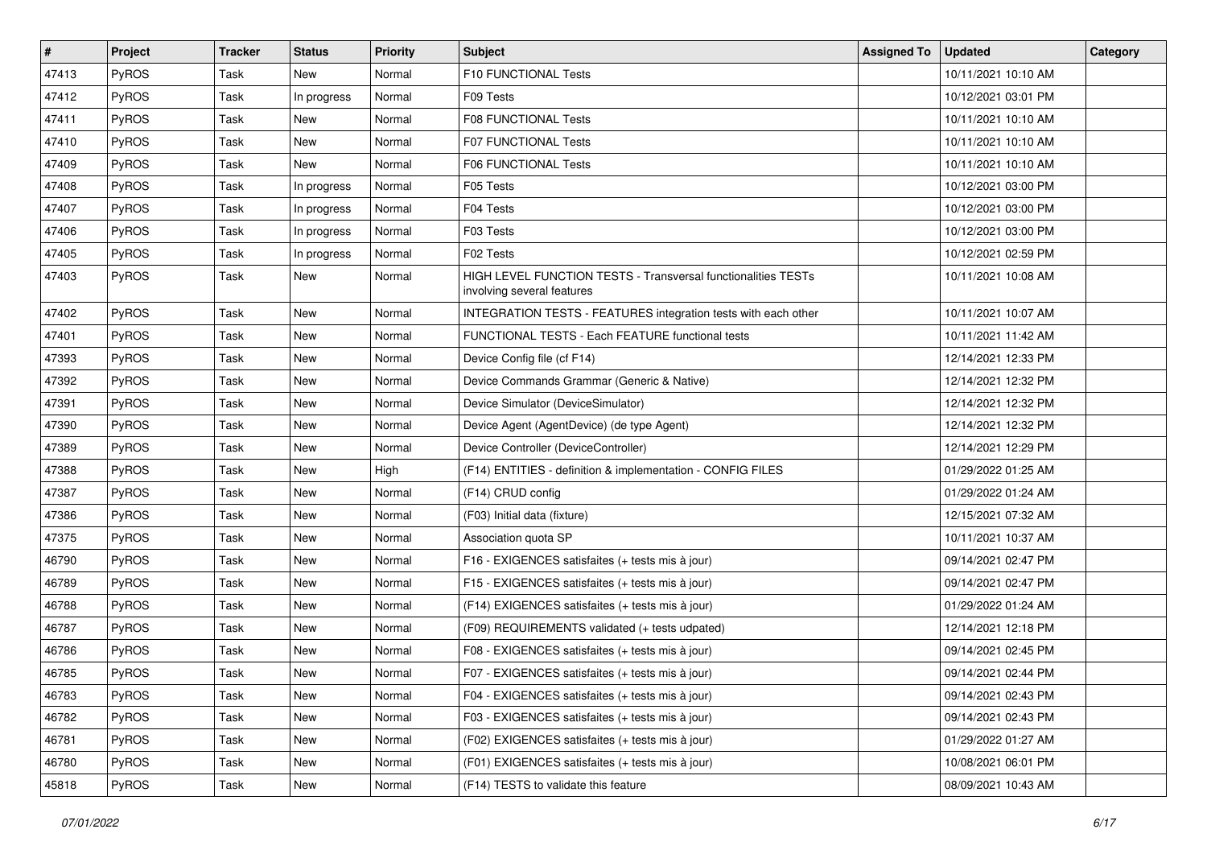| # | Project | Tracker | Status | Priority | Subject | Assigned To | Updated | Category |
|---|---|---|---|---|---|---|---|---|
| 47413 | PyROS | Task | New | Normal | F10 FUNCTIONAL Tests | | 10/11/2021 10:10 AM | |
| 47412 | PyROS | Task | In progress | Normal | F09 Tests | | 10/12/2021 03:01 PM | |
| 47411 | PyROS | Task | New | Normal | F08 FUNCTIONAL Tests | | 10/11/2021 10:10 AM | |
| 47410 | PyROS | Task | New | Normal | F07 FUNCTIONAL Tests | | 10/11/2021 10:10 AM | |
| 47409 | PyROS | Task | New | Normal | F06 FUNCTIONAL Tests | | 10/11/2021 10:10 AM | |
| 47408 | PyROS | Task | In progress | Normal | F05 Tests | | 10/12/2021 03:00 PM | |
| 47407 | PyROS | Task | In progress | Normal | F04 Tests | | 10/12/2021 03:00 PM | |
| 47406 | PyROS | Task | In progress | Normal | F03 Tests | | 10/12/2021 03:00 PM | |
| 47405 | PyROS | Task | In progress | Normal | F02 Tests | | 10/12/2021 02:59 PM | |
| 47403 | PyROS | Task | New | Normal | HIGH LEVEL FUNCTION TESTS - Transversal functionalities TESTs involving several features | | 10/11/2021 10:08 AM | |
| 47402 | PyROS | Task | New | Normal | INTEGRATION TESTS - FEATURES integration tests with each other | | 10/11/2021 10:07 AM | |
| 47401 | PyROS | Task | New | Normal | FUNCTIONAL TESTS - Each FEATURE functional tests | | 10/11/2021 11:42 AM | |
| 47393 | PyROS | Task | New | Normal | Device Config file (cf F14) | | 12/14/2021 12:33 PM | |
| 47392 | PyROS | Task | New | Normal | Device Commands Grammar (Generic & Native) | | 12/14/2021 12:32 PM | |
| 47391 | PyROS | Task | New | Normal | Device Simulator (DeviceSimulator) | | 12/14/2021 12:32 PM | |
| 47390 | PyROS | Task | New | Normal | Device Agent (AgentDevice) (de type Agent) | | 12/14/2021 12:32 PM | |
| 47389 | PyROS | Task | New | Normal | Device Controller (DeviceController) | | 12/14/2021 12:29 PM | |
| 47388 | PyROS | Task | New | High | (F14) ENTITIES - definition & implementation - CONFIG FILES | | 01/29/2022 01:25 AM | |
| 47387 | PyROS | Task | New | Normal | (F14) CRUD config | | 01/29/2022 01:24 AM | |
| 47386 | PyROS | Task | New | Normal | (F03) Initial data (fixture) | | 12/15/2021 07:32 AM | |
| 47375 | PyROS | Task | New | Normal | Association quota SP | | 10/11/2021 10:37 AM | |
| 46790 | PyROS | Task | New | Normal | F16 - EXIGENCES satisfaites (+ tests mis à jour) | | 09/14/2021 02:47 PM | |
| 46789 | PyROS | Task | New | Normal | F15 - EXIGENCES satisfaites (+ tests mis à jour) | | 09/14/2021 02:47 PM | |
| 46788 | PyROS | Task | New | Normal | (F14) EXIGENCES satisfaites (+ tests mis à jour) | | 01/29/2022 01:24 AM | |
| 46787 | PyROS | Task | New | Normal | (F09) REQUIREMENTS validated (+ tests udpated) | | 12/14/2021 12:18 PM | |
| 46786 | PyROS | Task | New | Normal | F08 - EXIGENCES satisfaites (+ tests mis à jour) | | 09/14/2021 02:45 PM | |
| 46785 | PyROS | Task | New | Normal | F07 - EXIGENCES satisfaites (+ tests mis à jour) | | 09/14/2021 02:44 PM | |
| 46783 | PyROS | Task | New | Normal | F04 - EXIGENCES satisfaites (+ tests mis à jour) | | 09/14/2021 02:43 PM | |
| 46782 | PyROS | Task | New | Normal | F03 - EXIGENCES satisfaites (+ tests mis à jour) | | 09/14/2021 02:43 PM | |
| 46781 | PyROS | Task | New | Normal | (F02) EXIGENCES satisfaites (+ tests mis à jour) | | 01/29/2022 01:27 AM | |
| 46780 | PyROS | Task | New | Normal | (F01) EXIGENCES satisfaites (+ tests mis à jour) | | 10/08/2021 06:01 PM | |
| 45818 | PyROS | Task | New | Normal | (F14) TESTS to validate this feature | | 08/09/2021 10:43 AM | |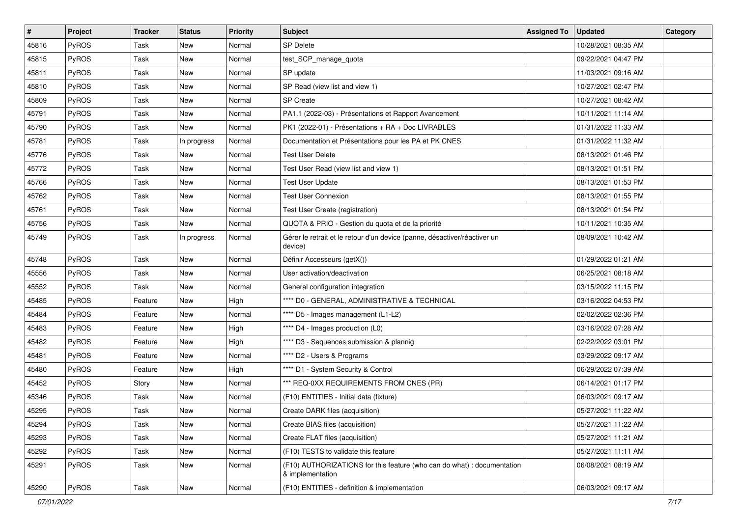| # | Project | Tracker | Status | Priority | Subject | Assigned To | Updated | Category |
|---|---|---|---|---|---|---|---|---|
| 45816 | PyROS | Task | New | Normal | SP Delete | | 10/28/2021 08:35 AM | |
| 45815 | PyROS | Task | New | Normal | test_SCP_manage_quota | | 09/22/2021 04:47 PM | |
| 45811 | PyROS | Task | New | Normal | SP update | | 11/03/2021 09:16 AM | |
| 45810 | PyROS | Task | New | Normal | SP Read (view list and view 1) | | 10/27/2021 02:47 PM | |
| 45809 | PyROS | Task | New | Normal | SP Create | | 10/27/2021 08:42 AM | |
| 45791 | PyROS | Task | New | Normal | PA1.1 (2022-03) - Présentations et Rapport Avancement | | 10/11/2021 11:14 AM | |
| 45790 | PyROS | Task | New | Normal | PK1 (2022-01) - Présentations + RA + Doc LIVRABLES | | 01/31/2022 11:33 AM | |
| 45781 | PyROS | Task | In progress | Normal | Documentation et Présentations pour les PA et PK CNES | | 01/31/2022 11:32 AM | |
| 45776 | PyROS | Task | New | Normal | Test User Delete | | 08/13/2021 01:46 PM | |
| 45772 | PyROS | Task | New | Normal | Test User Read (view list and view 1) | | 08/13/2021 01:51 PM | |
| 45766 | PyROS | Task | New | Normal | Test User Update | | 08/13/2021 01:53 PM | |
| 45762 | PyROS | Task | New | Normal | Test User Connexion | | 08/13/2021 01:55 PM | |
| 45761 | PyROS | Task | New | Normal | Test User Create (registration) | | 08/13/2021 01:54 PM | |
| 45756 | PyROS | Task | New | Normal | QUOTA & PRIO - Gestion du quota et de la priorité | | 10/11/2021 10:35 AM | |
| 45749 | PyROS | Task | In progress | Normal | Gérer le retrait et le retour d'un device (panne, désactiver/réactiver un device) | | 08/09/2021 10:42 AM | |
| 45748 | PyROS | Task | New | Normal | Définir Accesseurs (getX()) | | 01/29/2022 01:21 AM | |
| 45556 | PyROS | Task | New | Normal | User activation/deactivation | | 06/25/2021 08:18 AM | |
| 45552 | PyROS | Task | New | Normal | General configuration integration | | 03/15/2022 11:15 PM | |
| 45485 | PyROS | Feature | New | High | **** D0 - GENERAL, ADMINISTRATIVE & TECHNICAL | | 03/16/2022 04:53 PM | |
| 45484 | PyROS | Feature | New | Normal | **** D5 - Images management (L1-L2) | | 02/02/2022 02:36 PM | |
| 45483 | PyROS | Feature | New | High | **** D4 - Images production (L0) | | 03/16/2022 07:28 AM | |
| 45482 | PyROS | Feature | New | High | **** D3 - Sequences submission & plannig | | 02/22/2022 03:01 PM | |
| 45481 | PyROS | Feature | New | Normal | **** D2 - Users & Programs | | 03/29/2022 09:17 AM | |
| 45480 | PyROS | Feature | New | High | **** D1 - System Security & Control | | 06/29/2022 07:39 AM | |
| 45452 | PyROS | Story | New | Normal | *** REQ-0XX REQUIREMENTS FROM CNES (PR) | | 06/14/2021 01:17 PM | |
| 45346 | PyROS | Task | New | Normal | (F10) ENTITIES - Initial data (fixture) | | 06/03/2021 09:17 AM | |
| 45295 | PyROS | Task | New | Normal | Create DARK files (acquisition) | | 05/27/2021 11:22 AM | |
| 45294 | PyROS | Task | New | Normal | Create BIAS files (acquisition) | | 05/27/2021 11:22 AM | |
| 45293 | PyROS | Task | New | Normal | Create FLAT files (acquisition) | | 05/27/2021 11:21 AM | |
| 45292 | PyROS | Task | New | Normal | (F10) TESTS to validate this feature | | 05/27/2021 11:11 AM | |
| 45291 | PyROS | Task | New | Normal | (F10) AUTHORIZATIONS for this feature (who can do what) : documentation & implementation | | 06/08/2021 08:19 AM | |
| 45290 | PyROS | Task | New | Normal | (F10) ENTITIES - definition & implementation | | 06/03/2021 09:17 AM | |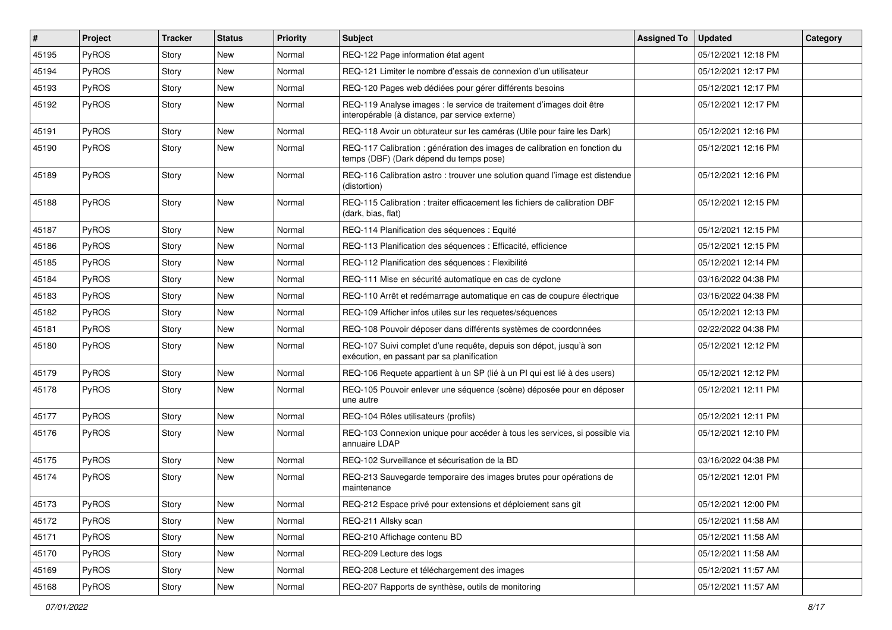| # | Project | Tracker | Status | Priority | Subject | Assigned To | Updated | Category |
|---|---|---|---|---|---|---|---|---|
| 45195 | PyROS | Story | New | Normal | REQ-122 Page information état agent | | 05/12/2021 12:18 PM | |
| 45194 | PyROS | Story | New | Normal | REQ-121 Limiter le nombre d'essais de connexion d'un utilisateur | | 05/12/2021 12:17 PM | |
| 45193 | PyROS | Story | New | Normal | REQ-120 Pages web dédiées pour gérer différents besoins | | 05/12/2021 12:17 PM | |
| 45192 | PyROS | Story | New | Normal | REQ-119 Analyse images : le service de traitement d'images doit être interopérable (à distance, par service externe) | | 05/12/2021 12:17 PM | |
| 45191 | PyROS | Story | New | Normal | REQ-118 Avoir un obturateur sur les caméras (Utile pour faire les Dark) | | 05/12/2021 12:16 PM | |
| 45190 | PyROS | Story | New | Normal | REQ-117 Calibration : génération des images de calibration en fonction du temps (DBF) (Dark dépend du temps pose) | | 05/12/2021 12:16 PM | |
| 45189 | PyROS | Story | New | Normal | REQ-116 Calibration astro : trouver une solution quand l'image est distendue (distortion) | | 05/12/2021 12:16 PM | |
| 45188 | PyROS | Story | New | Normal | REQ-115 Calibration : traiter efficacement les fichiers de calibration DBF (dark, bias, flat) | | 05/12/2021 12:15 PM | |
| 45187 | PyROS | Story | New | Normal | REQ-114 Planification des séquences : Equité | | 05/12/2021 12:15 PM | |
| 45186 | PyROS | Story | New | Normal | REQ-113 Planification des séquences : Efficacité, efficience | | 05/12/2021 12:15 PM | |
| 45185 | PyROS | Story | New | Normal | REQ-112 Planification des séquences : Flexibilité | | 05/12/2021 12:14 PM | |
| 45184 | PyROS | Story | New | Normal | REQ-111 Mise en sécurité automatique en cas de cyclone | | 03/16/2022 04:38 PM | |
| 45183 | PyROS | Story | New | Normal | REQ-110 Arrêt et redémarrage automatique en cas de coupure électrique | | 03/16/2022 04:38 PM | |
| 45182 | PyROS | Story | New | Normal | REQ-109 Afficher infos utiles sur les requetes/séquences | | 05/12/2021 12:13 PM | |
| 45181 | PyROS | Story | New | Normal | REQ-108 Pouvoir déposer dans différents systèmes de coordonnées | | 02/22/2022 04:38 PM | |
| 45180 | PyROS | Story | New | Normal | REQ-107 Suivi complet d'une requête, depuis son dépot, jusqu'à son exécution, en passant par sa planification | | 05/12/2021 12:12 PM | |
| 45179 | PyROS | Story | New | Normal | REQ-106 Requete appartient à un SP (lié à un PI qui est lié à des users) | | 05/12/2021 12:12 PM | |
| 45178 | PyROS | Story | New | Normal | REQ-105 Pouvoir enlever une séquence (scène) déposée pour en déposer une autre | | 05/12/2021 12:11 PM | |
| 45177 | PyROS | Story | New | Normal | REQ-104 Rôles utilisateurs (profils) | | 05/12/2021 12:11 PM | |
| 45176 | PyROS | Story | New | Normal | REQ-103 Connexion unique pour accéder à tous les services, si possible via annuaire LDAP | | 05/12/2021 12:10 PM | |
| 45175 | PyROS | Story | New | Normal | REQ-102 Surveillance et sécurisation de la BD | | 03/16/2022 04:38 PM | |
| 45174 | PyROS | Story | New | Normal | REQ-213 Sauvegarde temporaire des images brutes pour opérations de maintenance | | 05/12/2021 12:01 PM | |
| 45173 | PyROS | Story | New | Normal | REQ-212 Espace privé pour extensions et déploiement sans git | | 05/12/2021 12:00 PM | |
| 45172 | PyROS | Story | New | Normal | REQ-211 Allsky scan | | 05/12/2021 11:58 AM | |
| 45171 | PyROS | Story | New | Normal | REQ-210 Affichage contenu BD | | 05/12/2021 11:58 AM | |
| 45170 | PyROS | Story | New | Normal | REQ-209 Lecture des logs | | 05/12/2021 11:58 AM | |
| 45169 | PyROS | Story | New | Normal | REQ-208 Lecture et téléchargement des images | | 05/12/2021 11:57 AM | |
| 45168 | PyROS | Story | New | Normal | REQ-207 Rapports de synthèse, outils de monitoring | | 05/12/2021 11:57 AM | |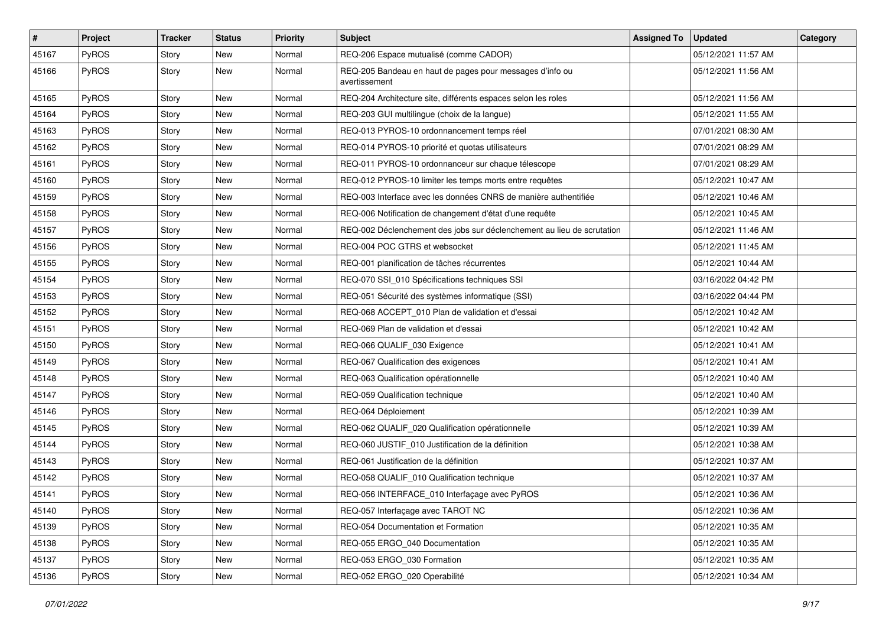| # | Project | Tracker | Status | Priority | Subject | Assigned To | Updated | Category |
|---|---|---|---|---|---|---|---|---|
| 45167 | PyROS | Story | New | Normal | REQ-206 Espace mutualisé (comme CADOR) | | 05/12/2021 11:57 AM | |
| 45166 | PyROS | Story | New | Normal | REQ-205 Bandeau en haut de pages pour messages d'info ou avertissement | | 05/12/2021 11:56 AM | |
| 45165 | PyROS | Story | New | Normal | REQ-204 Architecture site, différents espaces selon les roles | | 05/12/2021 11:56 AM | |
| 45164 | PyROS | Story | New | Normal | REQ-203 GUI multilingue (choix de la langue) | | 05/12/2021 11:55 AM | |
| 45163 | PyROS | Story | New | Normal | REQ-013 PYROS-10 ordonnancement temps réel | | 07/01/2021 08:30 AM | |
| 45162 | PyROS | Story | New | Normal | REQ-014 PYROS-10 priorité et quotas utilisateurs | | 07/01/2021 08:29 AM | |
| 45161 | PyROS | Story | New | Normal | REQ-011 PYROS-10 ordonnanceur sur chaque télescope | | 07/01/2021 08:29 AM | |
| 45160 | PyROS | Story | New | Normal | REQ-012 PYROS-10 limiter les temps morts entre requêtes | | 05/12/2021 10:47 AM | |
| 45159 | PyROS | Story | New | Normal | REQ-003 Interface avec les données CNRS de manière authentifiée | | 05/12/2021 10:46 AM | |
| 45158 | PyROS | Story | New | Normal | REQ-006 Notification de changement d'état d'une requête | | 05/12/2021 10:45 AM | |
| 45157 | PyROS | Story | New | Normal | REQ-002 Déclenchement des jobs sur déclenchement au lieu de scrutation | | 05/12/2021 11:46 AM | |
| 45156 | PyROS | Story | New | Normal | REQ-004 POC GTRS et websocket | | 05/12/2021 11:45 AM | |
| 45155 | PyROS | Story | New | Normal | REQ-001 planification de tâches récurrentes | | 05/12/2021 10:44 AM | |
| 45154 | PyROS | Story | New | Normal | REQ-070 SSI_010 Spécifications techniques SSI | | 03/16/2022 04:42 PM | |
| 45153 | PyROS | Story | New | Normal | REQ-051 Sécurité des systèmes informatique (SSI) | | 03/16/2022 04:44 PM | |
| 45152 | PyROS | Story | New | Normal | REQ-068 ACCEPT_010 Plan de validation et d'essai | | 05/12/2021 10:42 AM | |
| 45151 | PyROS | Story | New | Normal | REQ-069 Plan de validation et d'essai | | 05/12/2021 10:42 AM | |
| 45150 | PyROS | Story | New | Normal | REQ-066 QUALIF_030 Exigence | | 05/12/2021 10:41 AM | |
| 45149 | PyROS | Story | New | Normal | REQ-067 Qualification des exigences | | 05/12/2021 10:41 AM | |
| 45148 | PyROS | Story | New | Normal | REQ-063 Qualification opérationnelle | | 05/12/2021 10:40 AM | |
| 45147 | PyROS | Story | New | Normal | REQ-059 Qualification technique | | 05/12/2021 10:40 AM | |
| 45146 | PyROS | Story | New | Normal | REQ-064 Déploiement | | 05/12/2021 10:39 AM | |
| 45145 | PyROS | Story | New | Normal | REQ-062 QUALIF_020 Qualification opérationnelle | | 05/12/2021 10:39 AM | |
| 45144 | PyROS | Story | New | Normal | REQ-060 JUSTIF_010 Justification de la définition | | 05/12/2021 10:38 AM | |
| 45143 | PyROS | Story | New | Normal | REQ-061 Justification de la définition | | 05/12/2021 10:37 AM | |
| 45142 | PyROS | Story | New | Normal | REQ-058 QUALIF_010 Qualification technique | | 05/12/2021 10:37 AM | |
| 45141 | PyROS | Story | New | Normal | REQ-056 INTERFACE_010 Interfaçage avec PyROS | | 05/12/2021 10:36 AM | |
| 45140 | PyROS | Story | New | Normal | REQ-057 Interfaçage avec TAROT NC | | 05/12/2021 10:36 AM | |
| 45139 | PyROS | Story | New | Normal | REQ-054 Documentation et Formation | | 05/12/2021 10:35 AM | |
| 45138 | PyROS | Story | New | Normal | REQ-055 ERGO_040 Documentation | | 05/12/2021 10:35 AM | |
| 45137 | PyROS | Story | New | Normal | REQ-053 ERGO_030 Formation | | 05/12/2021 10:35 AM | |
| 45136 | PyROS | Story | New | Normal | REQ-052 ERGO_020 Operabilité | | 05/12/2021 10:34 AM | |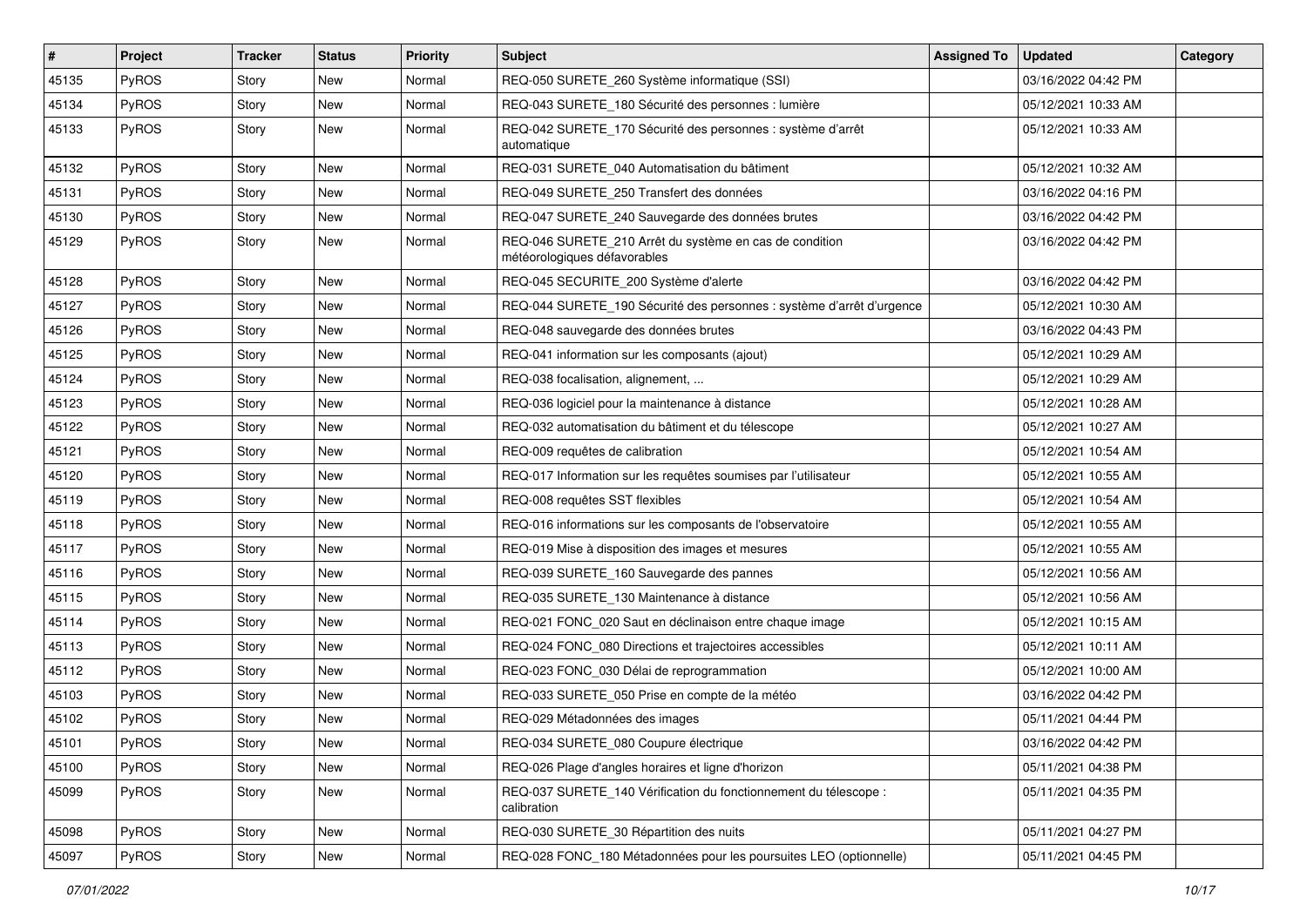| # | Project | Tracker | Status | Priority | Subject | Assigned To | Updated | Category |
|---|---|---|---|---|---|---|---|---|
| 45135 | PyROS | Story | New | Normal | REQ-050 SURETE_260 Système informatique (SSI) | | 03/16/2022 04:42 PM | |
| 45134 | PyROS | Story | New | Normal | REQ-043 SURETE_180 Sécurité des personnes : lumière | | 05/12/2021 10:33 AM | |
| 45133 | PyROS | Story | New | Normal | REQ-042 SURETE_170 Sécurité des personnes : système d'arrêt automatique | | 05/12/2021 10:33 AM | |
| 45132 | PyROS | Story | New | Normal | REQ-031 SURETE_040 Automatisation du bâtiment | | 05/12/2021 10:32 AM | |
| 45131 | PyROS | Story | New | Normal | REQ-049 SURETE_250 Transfert des données | | 03/16/2022 04:16 PM | |
| 45130 | PyROS | Story | New | Normal | REQ-047 SURETE_240 Sauvegarde des données brutes | | 03/16/2022 04:42 PM | |
| 45129 | PyROS | Story | New | Normal | REQ-046 SURETE_210 Arrêt du système en cas de condition météorologiques défavorables | | 03/16/2022 04:42 PM | |
| 45128 | PyROS | Story | New | Normal | REQ-045 SECURITE_200 Système d'alerte | | 03/16/2022 04:42 PM | |
| 45127 | PyROS | Story | New | Normal | REQ-044 SURETE_190 Sécurité des personnes : système d'arrêt d'urgence | | 05/12/2021 10:30 AM | |
| 45126 | PyROS | Story | New | Normal | REQ-048 sauvegarde des données brutes | | 03/16/2022 04:43 PM | |
| 45125 | PyROS | Story | New | Normal | REQ-041 information sur les composants (ajout) | | 05/12/2021 10:29 AM | |
| 45124 | PyROS | Story | New | Normal | REQ-038 focalisation, alignement, ... | | 05/12/2021 10:29 AM | |
| 45123 | PyROS | Story | New | Normal | REQ-036 logiciel pour la maintenance à distance | | 05/12/2021 10:28 AM | |
| 45122 | PyROS | Story | New | Normal | REQ-032 automatisation du bâtiment et du télescope | | 05/12/2021 10:27 AM | |
| 45121 | PyROS | Story | New | Normal | REQ-009 requêtes de calibration | | 05/12/2021 10:54 AM | |
| 45120 | PyROS | Story | New | Normal | REQ-017 Information sur les requêtes soumises par l'utilisateur | | 05/12/2021 10:55 AM | |
| 45119 | PyROS | Story | New | Normal | REQ-008 requêtes SST flexibles | | 05/12/2021 10:54 AM | |
| 45118 | PyROS | Story | New | Normal | REQ-016 informations sur les composants de l'observatoire | | 05/12/2021 10:55 AM | |
| 45117 | PyROS | Story | New | Normal | REQ-019 Mise à disposition des images et mesures | | 05/12/2021 10:55 AM | |
| 45116 | PyROS | Story | New | Normal | REQ-039 SURETE_160 Sauvegarde des pannes | | 05/12/2021 10:56 AM | |
| 45115 | PyROS | Story | New | Normal | REQ-035 SURETE_130 Maintenance à distance | | 05/12/2021 10:56 AM | |
| 45114 | PyROS | Story | New | Normal | REQ-021 FONC_020 Saut en déclinaison entre chaque image | | 05/12/2021 10:15 AM | |
| 45113 | PyROS | Story | New | Normal | REQ-024 FONC_080 Directions et trajectoires accessibles | | 05/12/2021 10:11 AM | |
| 45112 | PyROS | Story | New | Normal | REQ-023 FONC_030 Délai de reprogrammation | | 05/12/2021 10:00 AM | |
| 45103 | PyROS | Story | New | Normal | REQ-033 SURETE_050 Prise en compte de la météo | | 03/16/2022 04:42 PM | |
| 45102 | PyROS | Story | New | Normal | REQ-029 Métadonnées des images | | 05/11/2021 04:44 PM | |
| 45101 | PyROS | Story | New | Normal | REQ-034 SURETE_080 Coupure électrique | | 03/16/2022 04:42 PM | |
| 45100 | PyROS | Story | New | Normal | REQ-026 Plage d'angles horaires et ligne d'horizon | | 05/11/2021 04:38 PM | |
| 45099 | PyROS | Story | New | Normal | REQ-037 SURETE_140 Vérification du fonctionnement du télescope : calibration | | 05/11/2021 04:35 PM | |
| 45098 | PyROS | Story | New | Normal | REQ-030 SURETE_30 Répartition des nuits | | 05/11/2021 04:27 PM | |
| 45097 | PyROS | Story | New | Normal | REQ-028 FONC_180 Métadonnées pour les poursuites LEO (optionnelle) | | 05/11/2021 04:45 PM | |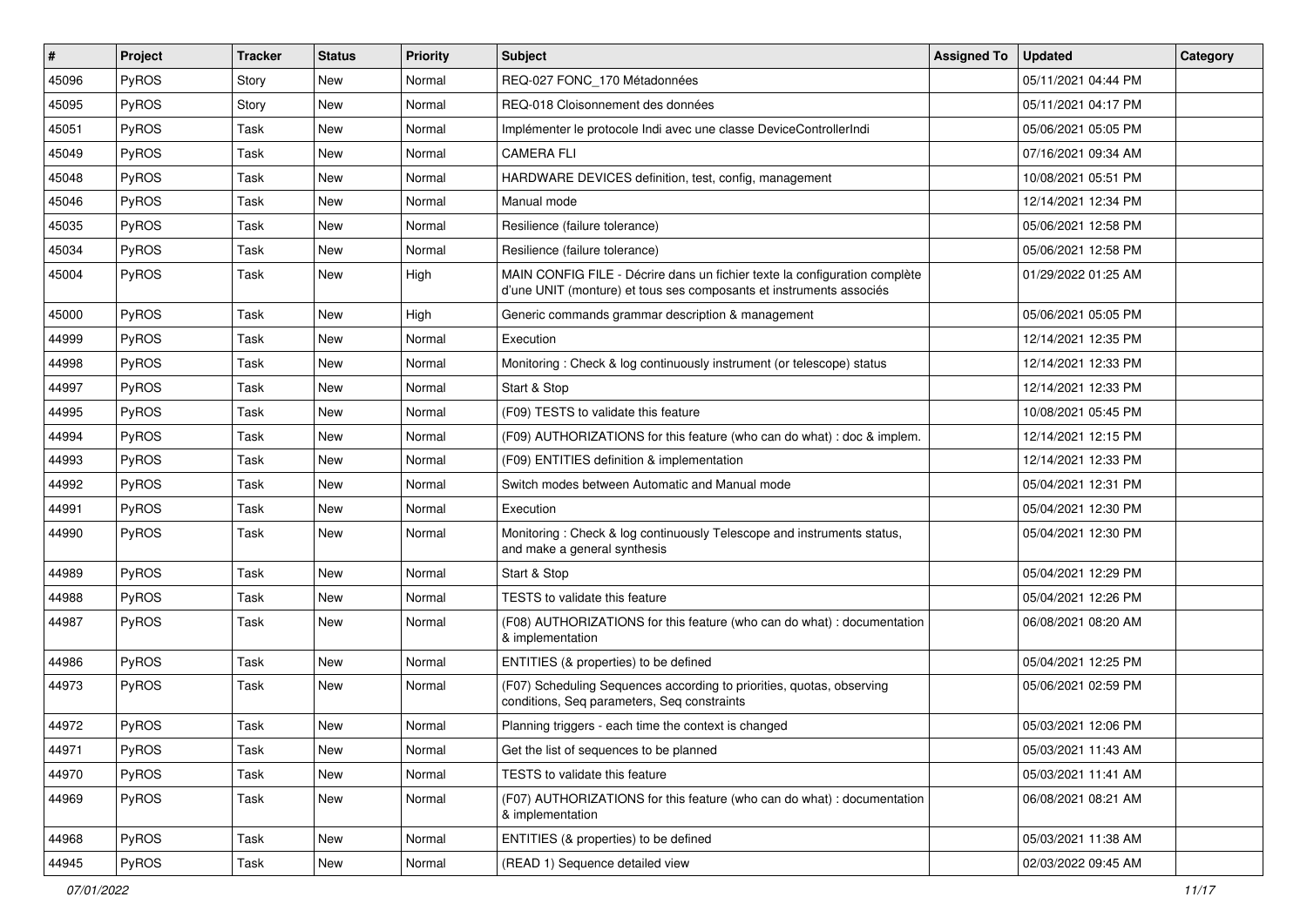| # | Project | Tracker | Status | Priority | Subject | Assigned To | Updated | Category |
|---|---|---|---|---|---|---|---|---|
| 45096 | PyROS | Story | New | Normal | REQ-027 FONC_170 Métadonnées | | 05/11/2021 04:44 PM | |
| 45095 | PyROS | Story | New | Normal | REQ-018 Cloisonnement des données | | 05/11/2021 04:17 PM | |
| 45051 | PyROS | Task | New | Normal | Implémenter le protocole Indi avec une classe DeviceControllerIndi | | 05/06/2021 05:05 PM | |
| 45049 | PyROS | Task | New | Normal | CAMERA FLI | | 07/16/2021 09:34 AM | |
| 45048 | PyROS | Task | New | Normal | HARDWARE DEVICES definition, test, config, management | | 10/08/2021 05:51 PM | |
| 45046 | PyROS | Task | New | Normal | Manual mode | | 12/14/2021 12:34 PM | |
| 45035 | PyROS | Task | New | Normal | Resilience (failure tolerance) | | 05/06/2021 12:58 PM | |
| 45034 | PyROS | Task | New | Normal | Resilience (failure tolerance) | | 05/06/2021 12:58 PM | |
| 45004 | PyROS | Task | New | High | MAIN CONFIG FILE - Décrire dans un fichier texte la configuration complète d'une UNIT (monture) et tous ses composants et instruments associés | | 01/29/2022 01:25 AM | |
| 45000 | PyROS | Task | New | High | Generic commands grammar description & management | | 05/06/2021 05:05 PM | |
| 44999 | PyROS | Task | New | Normal | Execution | | 12/14/2021 12:35 PM | |
| 44998 | PyROS | Task | New | Normal | Monitoring : Check & log continuously instrument (or telescope) status | | 12/14/2021 12:33 PM | |
| 44997 | PyROS | Task | New | Normal | Start & Stop | | 12/14/2021 12:33 PM | |
| 44995 | PyROS | Task | New | Normal | (F09) TESTS to validate this feature | | 10/08/2021 05:45 PM | |
| 44994 | PyROS | Task | New | Normal | (F09) AUTHORIZATIONS for this feature (who can do what) : doc & implem. | | 12/14/2021 12:15 PM | |
| 44993 | PyROS | Task | New | Normal | (F09) ENTITIES definition & implementation | | 12/14/2021 12:33 PM | |
| 44992 | PyROS | Task | New | Normal | Switch modes between Automatic and Manual mode | | 05/04/2021 12:31 PM | |
| 44991 | PyROS | Task | New | Normal | Execution | | 05/04/2021 12:30 PM | |
| 44990 | PyROS | Task | New | Normal | Monitoring : Check & log continuously Telescope and instruments status, and make a general synthesis | | 05/04/2021 12:30 PM | |
| 44989 | PyROS | Task | New | Normal | Start & Stop | | 05/04/2021 12:29 PM | |
| 44988 | PyROS | Task | New | Normal | TESTS to validate this feature | | 05/04/2021 12:26 PM | |
| 44987 | PyROS | Task | New | Normal | (F08) AUTHORIZATIONS for this feature (who can do what) : documentation & implementation | | 06/08/2021 08:20 AM | |
| 44986 | PyROS | Task | New | Normal | ENTITIES (& properties) to be defined | | 05/04/2021 12:25 PM | |
| 44973 | PyROS | Task | New | Normal | (F07) Scheduling Sequences according to priorities, quotas, observing conditions, Seq parameters, Seq constraints | | 05/06/2021 02:59 PM | |
| 44972 | PyROS | Task | New | Normal | Planning triggers - each time the context is changed | | 05/03/2021 12:06 PM | |
| 44971 | PyROS | Task | New | Normal | Get the list of sequences to be planned | | 05/03/2021 11:43 AM | |
| 44970 | PyROS | Task | New | Normal | TESTS to validate this feature | | 05/03/2021 11:41 AM | |
| 44969 | PyROS | Task | New | Normal | (F07) AUTHORIZATIONS for this feature (who can do what) : documentation & implementation | | 06/08/2021 08:21 AM | |
| 44968 | PyROS | Task | New | Normal | ENTITIES (& properties) to be defined | | 05/03/2021 11:38 AM | |
| 44945 | PyROS | Task | New | Normal | (READ 1) Sequence detailed view | | 02/03/2022 09:45 AM | |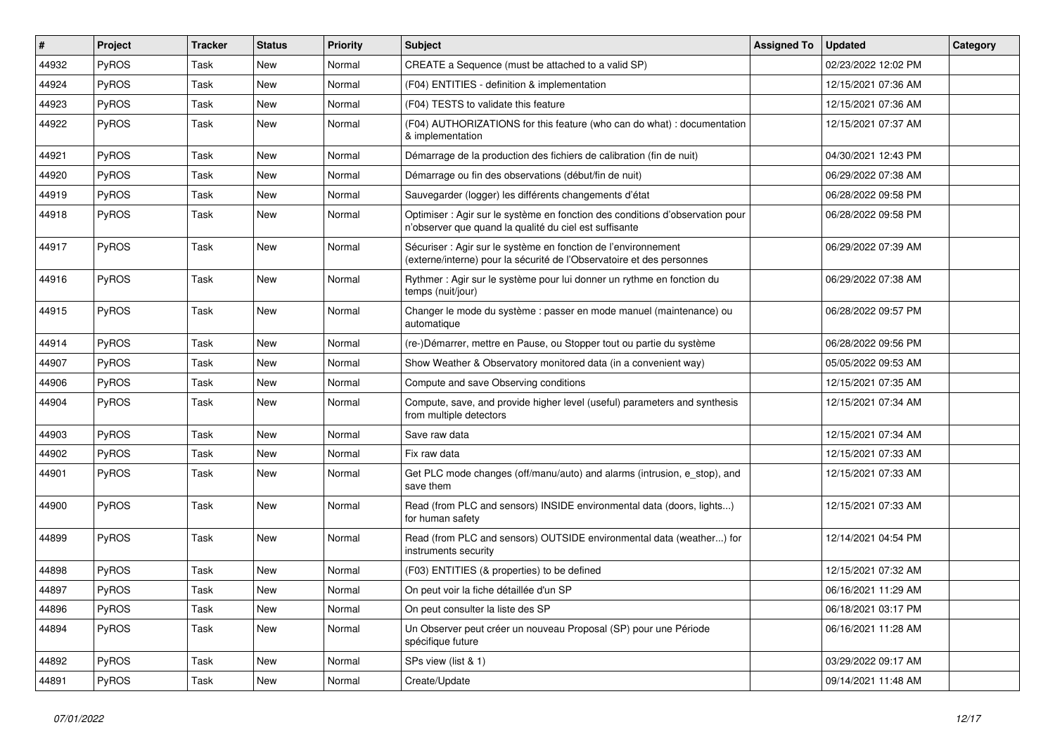| # | Project | Tracker | Status | Priority | Subject | Assigned To | Updated | Category |
|---|---|---|---|---|---|---|---|---|
| 44932 | PyROS | Task | New | Normal | CREATE a Sequence (must be attached to a valid SP) | | 02/23/2022 12:02 PM | |
| 44924 | PyROS | Task | New | Normal | (F04) ENTITIES - definition & implementation | | 12/15/2021 07:36 AM | |
| 44923 | PyROS | Task | New | Normal | (F04) TESTS to validate this feature | | 12/15/2021 07:36 AM | |
| 44922 | PyROS | Task | New | Normal | (F04) AUTHORIZATIONS for this feature (who can do what) : documentation & implementation | | 12/15/2021 07:37 AM | |
| 44921 | PyROS | Task | New | Normal | Démarrage de la production des fichiers de calibration (fin de nuit) | | 04/30/2021 12:43 PM | |
| 44920 | PyROS | Task | New | Normal | Démarrage ou fin des observations (début/fin de nuit) | | 06/29/2022 07:38 AM | |
| 44919 | PyROS | Task | New | Normal | Sauvegarder (logger) les différents changements d'état | | 06/28/2022 09:58 PM | |
| 44918 | PyROS | Task | New | Normal | Optimiser : Agir sur le système en fonction des conditions d'observation pour n'observer que quand la qualité du ciel est suffisante | | 06/28/2022 09:58 PM | |
| 44917 | PyROS | Task | New | Normal | Sécuriser : Agir sur le système en fonction de l'environnement (externe/interne) pour la sécurité de l'Observatoire et des personnes | | 06/29/2022 07:39 AM | |
| 44916 | PyROS | Task | New | Normal | Rythmer : Agir sur le système pour lui donner un rythme en fonction du temps (nuit/jour) | | 06/29/2022 07:38 AM | |
| 44915 | PyROS | Task | New | Normal | Changer le mode du système : passer en mode manuel (maintenance) ou automatique | | 06/28/2022 09:57 PM | |
| 44914 | PyROS | Task | New | Normal | (re-)Démarrer, mettre en Pause, ou Stopper tout ou partie du système | | 06/28/2022 09:56 PM | |
| 44907 | PyROS | Task | New | Normal | Show Weather & Observatory monitored data (in a convenient way) | | 05/05/2022 09:53 AM | |
| 44906 | PyROS | Task | New | Normal | Compute and save Observing conditions | | 12/15/2021 07:35 AM | |
| 44904 | PyROS | Task | New | Normal | Compute, save, and provide higher level (useful) parameters and synthesis from multiple detectors | | 12/15/2021 07:34 AM | |
| 44903 | PyROS | Task | New | Normal | Save raw data | | 12/15/2021 07:34 AM | |
| 44902 | PyROS | Task | New | Normal | Fix raw data | | 12/15/2021 07:33 AM | |
| 44901 | PyROS | Task | New | Normal | Get PLC mode changes (off/manu/auto) and alarms (intrusion, e_stop), and save them | | 12/15/2021 07:33 AM | |
| 44900 | PyROS | Task | New | Normal | Read (from PLC and sensors) INSIDE environmental data (doors, lights...) for human safety | | 12/15/2021 07:33 AM | |
| 44899 | PyROS | Task | New | Normal | Read (from PLC and sensors) OUTSIDE environmental data (weather...) for instruments security | | 12/14/2021 04:54 PM | |
| 44898 | PyROS | Task | New | Normal | (F03) ENTITIES (& properties) to be defined | | 12/15/2021 07:32 AM | |
| 44897 | PyROS | Task | New | Normal | On peut voir la fiche détaillée d'un SP | | 06/16/2021 11:29 AM | |
| 44896 | PyROS | Task | New | Normal | On peut consulter la liste des SP | | 06/18/2021 03:17 PM | |
| 44894 | PyROS | Task | New | Normal | Un Observer peut créer un nouveau Proposal (SP) pour une Période spécifique future | | 06/16/2021 11:28 AM | |
| 44892 | PyROS | Task | New | Normal | SPs view (list & 1) | | 03/29/2022 09:17 AM | |
| 44891 | PyROS | Task | New | Normal | Create/Update | | 09/14/2021 11:48 AM | |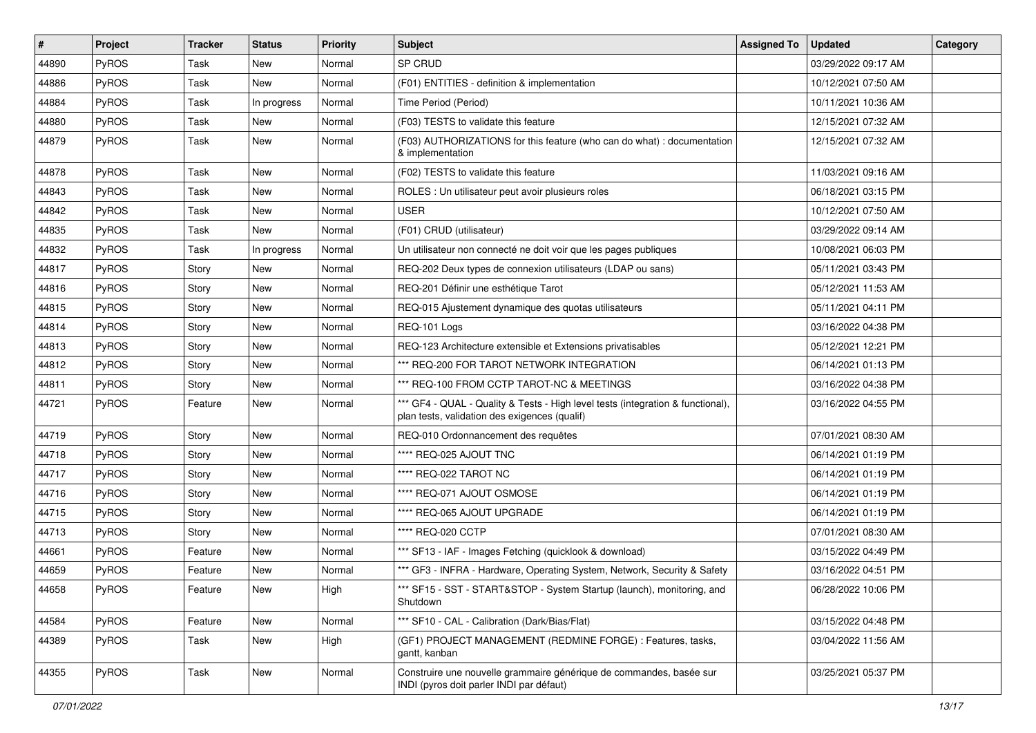| # | Project | Tracker | Status | Priority | Subject | Assigned To | Updated | Category |
|---|---|---|---|---|---|---|---|---|
| 44890 | PyROS | Task | New | Normal | SP CRUD | | 03/29/2022 09:17 AM | |
| 44886 | PyROS | Task | New | Normal | (F01) ENTITIES - definition & implementation | | 10/12/2021 07:50 AM | |
| 44884 | PyROS | Task | In progress | Normal | Time Period (Period) | | 10/11/2021 10:36 AM | |
| 44880 | PyROS | Task | New | Normal | (F03) TESTS to validate this feature | | 12/15/2021 07:32 AM | |
| 44879 | PyROS | Task | New | Normal | (F03) AUTHORIZATIONS for this feature (who can do what) : documentation & implementation | | 12/15/2021 07:32 AM | |
| 44878 | PyROS | Task | New | Normal | (F02) TESTS to validate this feature | | 11/03/2021 09:16 AM | |
| 44843 | PyROS | Task | New | Normal | ROLES : Un utilisateur peut avoir plusieurs roles | | 06/18/2021 03:15 PM | |
| 44842 | PyROS | Task | New | Normal | USER | | 10/12/2021 07:50 AM | |
| 44835 | PyROS | Task | New | Normal | (F01) CRUD (utilisateur) | | 03/29/2022 09:14 AM | |
| 44832 | PyROS | Task | In progress | Normal | Un utilisateur non connecté ne doit voir que les pages publiques | | 10/08/2021 06:03 PM | |
| 44817 | PyROS | Story | New | Normal | REQ-202 Deux types de connexion utilisateurs (LDAP ou sans) | | 05/11/2021 03:43 PM | |
| 44816 | PyROS | Story | New | Normal | REQ-201 Définir une esthétique Tarot | | 05/12/2021 11:53 AM | |
| 44815 | PyROS | Story | New | Normal | REQ-015 Ajustement dynamique des quotas utilisateurs | | 05/11/2021 04:11 PM | |
| 44814 | PyROS | Story | New | Normal | REQ-101 Logs | | 03/16/2022 04:38 PM | |
| 44813 | PyROS | Story | New | Normal | REQ-123 Architecture extensible et Extensions privatisables | | 05/12/2021 12:21 PM | |
| 44812 | PyROS | Story | New | Normal | *** REQ-200 FOR TAROT NETWORK INTEGRATION | | 06/14/2021 01:13 PM | |
| 44811 | PyROS | Story | New | Normal | *** REQ-100 FROM CCTP TAROT-NC & MEETINGS | | 03/16/2022 04:38 PM | |
| 44721 | PyROS | Feature | New | Normal | *** GF4 - QUAL - Quality & Tests - High level tests (integration & functional), plan tests, validation des exigences (qualif) | | 03/16/2022 04:55 PM | |
| 44719 | PyROS | Story | New | Normal | REQ-010 Ordonnancement des requêtes | | 07/01/2021 08:30 AM | |
| 44718 | PyROS | Story | New | Normal | **** REQ-025 AJOUT TNC | | 06/14/2021 01:19 PM | |
| 44717 | PyROS | Story | New | Normal | **** REQ-022 TAROT NC | | 06/14/2021 01:19 PM | |
| 44716 | PyROS | Story | New | Normal | **** REQ-071 AJOUT OSMOSE | | 06/14/2021 01:19 PM | |
| 44715 | PyROS | Story | New | Normal | **** REQ-065 AJOUT UPGRADE | | 06/14/2021 01:19 PM | |
| 44713 | PyROS | Story | New | Normal | **** REQ-020 CCTP | | 07/01/2021 08:30 AM | |
| 44661 | PyROS | Feature | New | Normal | *** SF13 - IAF - Images Fetching (quicklook & download) | | 03/15/2022 04:49 PM | |
| 44659 | PyROS | Feature | New | Normal | *** GF3 - INFRA - Hardware, Operating System, Network, Security & Safety | | 03/16/2022 04:51 PM | |
| 44658 | PyROS | Feature | New | High | *** SF15 - SST - START&STOP - System Startup (launch), monitoring, and Shutdown | | 06/28/2022 10:06 PM | |
| 44584 | PyROS | Feature | New | Normal | *** SF10 - CAL - Calibration (Dark/Bias/Flat) | | 03/15/2022 04:48 PM | |
| 44389 | PyROS | Task | New | High | (GF1) PROJECT MANAGEMENT (REDMINE FORGE) : Features, tasks, gantt, kanban | | 03/04/2022 11:56 AM | |
| 44355 | PyROS | Task | New | Normal | Construire une nouvelle grammaire générique de commandes, basée sur INDI (pyros doit parler INDI par défaut) | | 03/25/2021 05:37 PM | |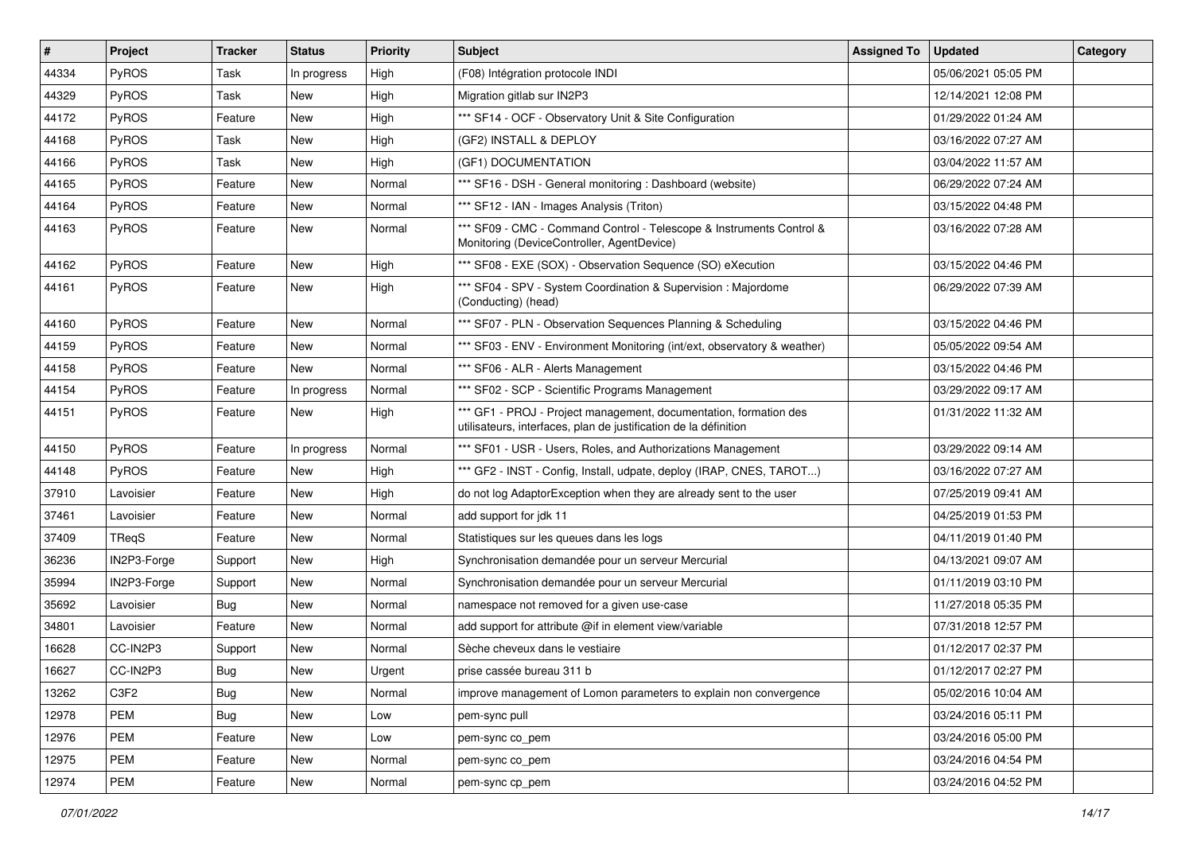| # | Project | Tracker | Status | Priority | Subject | Assigned To | Updated | Category |
|---|---|---|---|---|---|---|---|---|
| 44334 | PyROS | Task | In progress | High | (F08) Intégration protocole INDI | | 05/06/2021 05:05 PM | |
| 44329 | PyROS | Task | New | High | Migration gitlab sur IN2P3 | | 12/14/2021 12:08 PM | |
| 44172 | PyROS | Feature | New | High | *** SF14 - OCF - Observatory Unit & Site Configuration | | 01/29/2022 01:24 AM | |
| 44168 | PyROS | Task | New | High | (GF2) INSTALL & DEPLOY | | 03/16/2022 07:27 AM | |
| 44166 | PyROS | Task | New | High | (GF1) DOCUMENTATION | | 03/04/2022 11:57 AM | |
| 44165 | PyROS | Feature | New | Normal | *** SF16 - DSH - General monitoring : Dashboard (website) | | 06/29/2022 07:24 AM | |
| 44164 | PyROS | Feature | New | Normal | *** SF12 - IAN - Images Analysis (Triton) | | 03/15/2022 04:48 PM | |
| 44163 | PyROS | Feature | New | Normal | *** SF09 - CMC - Command Control - Telescope & Instruments Control & Monitoring (DeviceController, AgentDevice) | | 03/16/2022 07:28 AM | |
| 44162 | PyROS | Feature | New | High | *** SF08 - EXE (SOX) - Observation Sequence (SO) eXecution | | 03/15/2022 04:46 PM | |
| 44161 | PyROS | Feature | New | High | *** SF04 - SPV - System Coordination & Supervision : Majordome (Conducting) (head) | | 06/29/2022 07:39 AM | |
| 44160 | PyROS | Feature | New | Normal | *** SF07 - PLN - Observation Sequences Planning & Scheduling | | 03/15/2022 04:46 PM | |
| 44159 | PyROS | Feature | New | Normal | *** SF03 - ENV - Environment Monitoring (int/ext, observatory & weather) | | 05/05/2022 09:54 AM | |
| 44158 | PyROS | Feature | New | Normal | *** SF06 - ALR - Alerts Management | | 03/15/2022 04:46 PM | |
| 44154 | PyROS | Feature | In progress | Normal | *** SF02 - SCP - Scientific Programs Management | | 03/29/2022 09:17 AM | |
| 44151 | PyROS | Feature | New | High | *** GF1 - PROJ - Project management, documentation, formation des utilisateurs, interfaces, plan de justification de la définition | | 01/31/2022 11:32 AM | |
| 44150 | PyROS | Feature | In progress | Normal | *** SF01 - USR - Users, Roles, and Authorizations Management | | 03/29/2022 09:14 AM | |
| 44148 | PyROS | Feature | New | High | *** GF2 - INST - Config, Install, udpate, deploy (IRAP, CNES, TAROT...) | | 03/16/2022 07:27 AM | |
| 37910 | Lavoisier | Feature | New | High | do not log AdaptorException when they are already sent to the user | | 07/25/2019 09:41 AM | |
| 37461 | Lavoisier | Feature | New | Normal | add support for jdk 11 | | 04/25/2019 01:53 PM | |
| 37409 | TReqS | Feature | New | Normal | Statistiques sur les queues dans les logs | | 04/11/2019 01:40 PM | |
| 36236 | IN2P3-Forge | Support | New | High | Synchronisation demandée pour un serveur Mercurial | | 04/13/2021 09:07 AM | |
| 35994 | IN2P3-Forge | Support | New | Normal | Synchronisation demandée pour un serveur Mercurial | | 01/11/2019 03:10 PM | |
| 35692 | Lavoisier | Bug | New | Normal | namespace not removed for a given use-case | | 11/27/2018 05:35 PM | |
| 34801 | Lavoisier | Feature | New | Normal | add support for attribute @if in element view/variable | | 07/31/2018 12:57 PM | |
| 16628 | CC-IN2P3 | Support | New | Normal | Sèche cheveux dans le vestiaire | | 01/12/2017 02:37 PM | |
| 16627 | CC-IN2P3 | Bug | New | Urgent | prise cassée bureau 311 b | | 01/12/2017 02:27 PM | |
| 13262 | C3F2 | Bug | New | Normal | improve management of Lomon parameters to explain non convergence | | 05/02/2016 10:04 AM | |
| 12978 | PEM | Bug | New | Low | pem-sync pull | | 03/24/2016 05:11 PM | |
| 12976 | PEM | Feature | New | Low | pem-sync co_pem | | 03/24/2016 05:00 PM | |
| 12975 | PEM | Feature | New | Normal | pem-sync co_pem | | 03/24/2016 04:54 PM | |
| 12974 | PEM | Feature | New | Normal | pem-sync cp_pem | | 03/24/2016 04:52 PM | |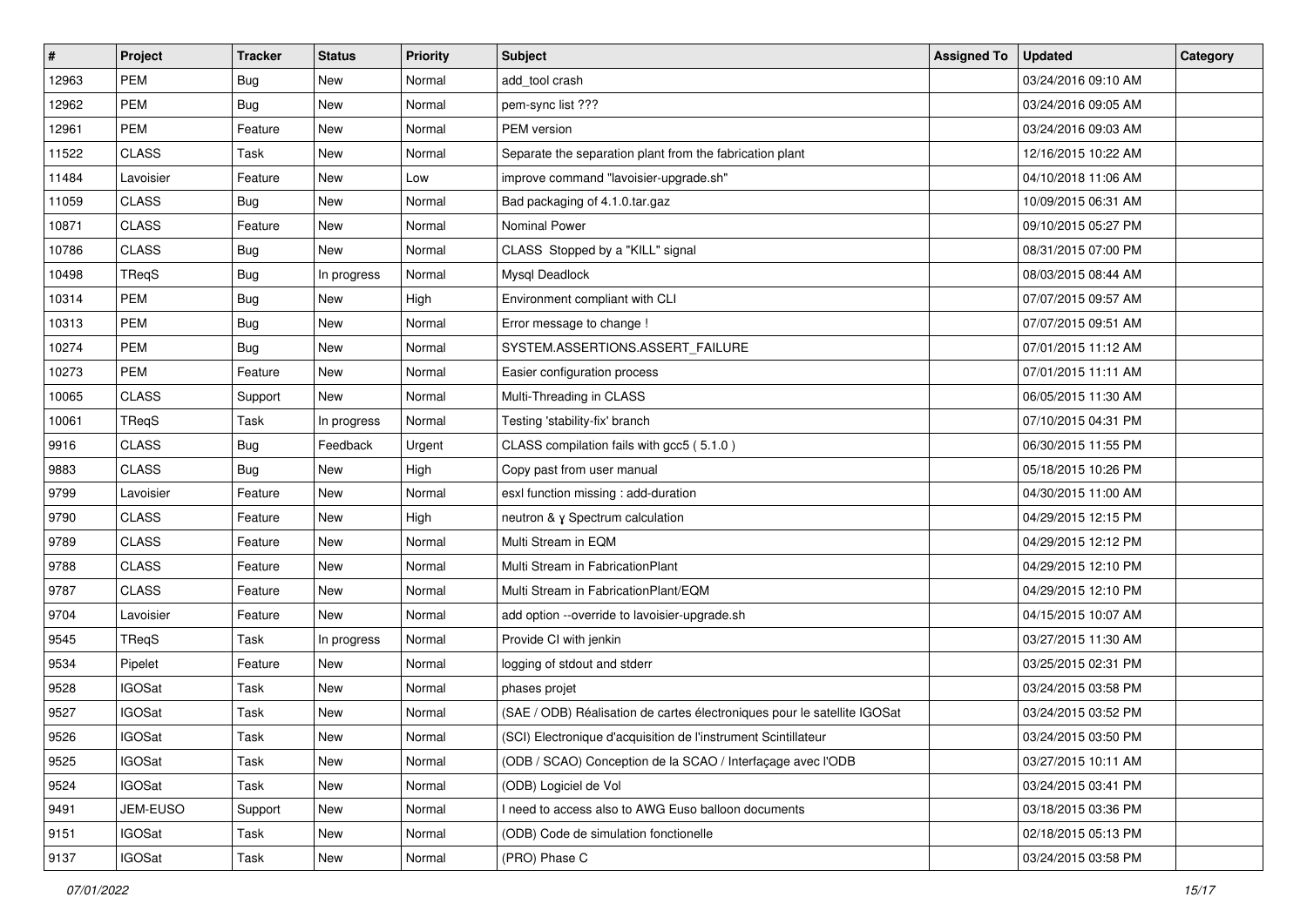| # | Project | Tracker | Status | Priority | Subject | Assigned To | Updated | Category |
|---|---|---|---|---|---|---|---|---|
| 12963 | PEM | Bug | New | Normal | add_tool crash | | 03/24/2016 09:10 AM | |
| 12962 | PEM | Bug | New | Normal | pem-sync list ??? | | 03/24/2016 09:05 AM | |
| 12961 | PEM | Feature | New | Normal | PEM version | | 03/24/2016 09:03 AM | |
| 11522 | CLASS | Task | New | Normal | Separate the separation plant from the fabrication plant | | 12/16/2015 10:22 AM | |
| 11484 | Lavoisier | Feature | New | Low | improve command "lavoisier-upgrade.sh" | | 04/10/2018 11:06 AM | |
| 11059 | CLASS | Bug | New | Normal | Bad packaging of 4.1.0.tar.gaz | | 10/09/2015 06:31 AM | |
| 10871 | CLASS | Feature | New | Normal | Nominal Power | | 09/10/2015 05:27 PM | |
| 10786 | CLASS | Bug | New | Normal | CLASS Stopped by a "KILL" signal | | 08/31/2015 07:00 PM | |
| 10498 | TReqS | Bug | In progress | Normal | Mysql Deadlock | | 08/03/2015 08:44 AM | |
| 10314 | PEM | Bug | New | High | Environment compliant with CLI | | 07/07/2015 09:57 AM | |
| 10313 | PEM | Bug | New | Normal | Error message to change ! | | 07/07/2015 09:51 AM | |
| 10274 | PEM | Bug | New | Normal | SYSTEM.ASSERTIONS.ASSERT_FAILURE | | 07/01/2015 11:12 AM | |
| 10273 | PEM | Feature | New | Normal | Easier configuration process | | 07/01/2015 11:11 AM | |
| 10065 | CLASS | Support | New | Normal | Multi-Threading in CLASS | | 06/05/2015 11:30 AM | |
| 10061 | TReqS | Task | In progress | Normal | Testing 'stability-fix' branch | | 07/10/2015 04:31 PM | |
| 9916 | CLASS | Bug | Feedback | Urgent | CLASS compilation fails with gcc5 ( 5.1.0 ) | | 06/30/2015 11:55 PM | |
| 9883 | CLASS | Bug | New | High | Copy past from user manual | | 05/18/2015 10:26 PM | |
| 9799 | Lavoisier | Feature | New | Normal | esxl function missing : add-duration | | 04/30/2015 11:00 AM | |
| 9790 | CLASS | Feature | New | High | neutron & γ Spectrum calculation | | 04/29/2015 12:15 PM | |
| 9789 | CLASS | Feature | New | Normal | Multi Stream in EQM | | 04/29/2015 12:12 PM | |
| 9788 | CLASS | Feature | New | Normal | Multi Stream in FabricationPlant | | 04/29/2015 12:10 PM | |
| 9787 | CLASS | Feature | New | Normal | Multi Stream in FabricationPlant/EQM | | 04/29/2015 12:10 PM | |
| 9704 | Lavoisier | Feature | New | Normal | add option --override to lavoisier-upgrade.sh | | 04/15/2015 10:07 AM | |
| 9545 | TReqS | Task | In progress | Normal | Provide CI with jenkin | | 03/27/2015 11:30 AM | |
| 9534 | Pipelet | Feature | New | Normal | logging of stdout and stderr | | 03/25/2015 02:31 PM | |
| 9528 | IGOSat | Task | New | Normal | phases projet | | 03/24/2015 03:58 PM | |
| 9527 | IGOSat | Task | New | Normal | (SAE / ODB) Réalisation de cartes électroniques pour le satellite IGOSat | | 03/24/2015 03:52 PM | |
| 9526 | IGOSat | Task | New | Normal | (SCI) Electronique d'acquisition de l'instrument Scintillateur | | 03/24/2015 03:50 PM | |
| 9525 | IGOSat | Task | New | Normal | (ODB / SCAO) Conception de la SCAO / Interfaçage avec l'ODB | | 03/27/2015 10:11 AM | |
| 9524 | IGOSat | Task | New | Normal | (ODB) Logiciel de Vol | | 03/24/2015 03:41 PM | |
| 9491 | JEM-EUSO | Support | New | Normal | I need to access also to AWG Euso balloon documents | | 03/18/2015 03:36 PM | |
| 9151 | IGOSat | Task | New | Normal | (ODB) Code de simulation fonctionelle | | 02/18/2015 05:13 PM | |
| 9137 | IGOSat | Task | New | Normal | (PRO) Phase C | | 03/24/2015 03:58 PM | |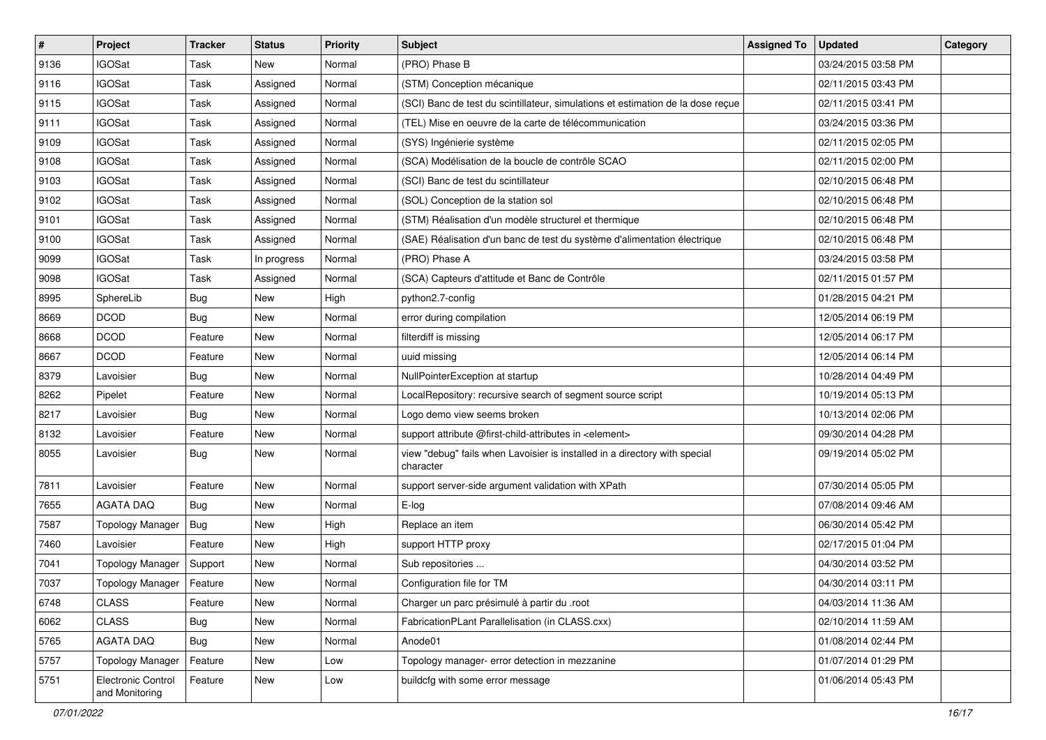| # | Project | Tracker | Status | Priority | Subject | Assigned To | Updated | Category |
|---|---|---|---|---|---|---|---|---|
| 9136 | IGOSat | Task | New | Normal | (PRO) Phase B | | 03/24/2015 03:58 PM | |
| 9116 | IGOSat | Task | Assigned | Normal | (STM) Conception mécanique | | 02/11/2015 03:43 PM | |
| 9115 | IGOSat | Task | Assigned | Normal | (SCI) Banc de test du scintillateur, simulations et estimation de la dose reçue | | 02/11/2015 03:41 PM | |
| 9111 | IGOSat | Task | Assigned | Normal | (TEL) Mise en oeuvre de la carte de télécommunication | | 03/24/2015 03:36 PM | |
| 9109 | IGOSat | Task | Assigned | Normal | (SYS) Ingénierie système | | 02/11/2015 02:05 PM | |
| 9108 | IGOSat | Task | Assigned | Normal | (SCA) Modélisation de la boucle de contrôle SCAO | | 02/11/2015 02:00 PM | |
| 9103 | IGOSat | Task | Assigned | Normal | (SCI) Banc de test du scintillateur | | 02/10/2015 06:48 PM | |
| 9102 | IGOSat | Task | Assigned | Normal | (SOL) Conception de la station sol | | 02/10/2015 06:48 PM | |
| 9101 | IGOSat | Task | Assigned | Normal | (STM) Réalisation d'un modèle structurel et thermique | | 02/10/2015 06:48 PM | |
| 9100 | IGOSat | Task | Assigned | Normal | (SAE) Réalisation d'un banc de test du système d'alimentation électrique | | 02/10/2015 06:48 PM | |
| 9099 | IGOSat | Task | In progress | Normal | (PRO) Phase A | | 03/24/2015 03:58 PM | |
| 9098 | IGOSat | Task | Assigned | Normal | (SCA) Capteurs d'attitude et Banc de Contrôle | | 02/11/2015 01:57 PM | |
| 8995 | SphereLib | Bug | New | High | python2.7-config | | 01/28/2015 04:21 PM | |
| 8669 | DCOD | Bug | New | Normal | error during compilation | | 12/05/2014 06:19 PM | |
| 8668 | DCOD | Feature | New | Normal | filterdiff is missing | | 12/05/2014 06:17 PM | |
| 8667 | DCOD | Feature | New | Normal | uuid missing | | 12/05/2014 06:14 PM | |
| 8379 | Lavoisier | Bug | New | Normal | NullPointerException at startup | | 10/28/2014 04:49 PM | |
| 8262 | Pipelet | Feature | New | Normal | LocalRepository: recursive search of segment source script | | 10/19/2014 05:13 PM | |
| 8217 | Lavoisier | Bug | New | Normal | Logo demo view seems broken | | 10/13/2014 02:06 PM | |
| 8132 | Lavoisier | Feature | New | Normal | support attribute @first-child-attributes in <element> | | 09/30/2014 04:28 PM | |
| 8055 | Lavoisier | Bug | New | Normal | view "debug" fails when Lavoisier is installed in a directory with special character | | 09/19/2014 05:02 PM | |
| 7811 | Lavoisier | Feature | New | Normal | support server-side argument validation with XPath | | 07/30/2014 05:05 PM | |
| 7655 | AGATA DAQ | Bug | New | Normal | E-log | | 07/08/2014 09:46 AM | |
| 7587 | Topology Manager | Bug | New | High | Replace an item | | 06/30/2014 05:42 PM | |
| 7460 | Lavoisier | Feature | New | High | support HTTP proxy | | 02/17/2015 01:04 PM | |
| 7041 | Topology Manager | Support | New | Normal | Sub repositories ... | | 04/30/2014 03:52 PM | |
| 7037 | Topology Manager | Feature | New | Normal | Configuration file for TM | | 04/30/2014 03:11 PM | |
| 6748 | CLASS | Feature | New | Normal | Charger un parc présimulé à partir du .root | | 04/03/2014 11:36 AM | |
| 6062 | CLASS | Bug | New | Normal | FabricationPLant Parallelisation (in CLASS.cxx) | | 02/10/2014 11:59 AM | |
| 5765 | AGATA DAQ | Bug | New | Normal | Anode01 | | 01/08/2014 02:44 PM | |
| 5757 | Topology Manager | Feature | New | Low | Topology manager- error detection in mezzanine | | 01/07/2014 01:29 PM | |
| 5751 | Electronic Control and Monitoring | Feature | New | Low | buildcfg with some error message | | 01/06/2014 05:43 PM | |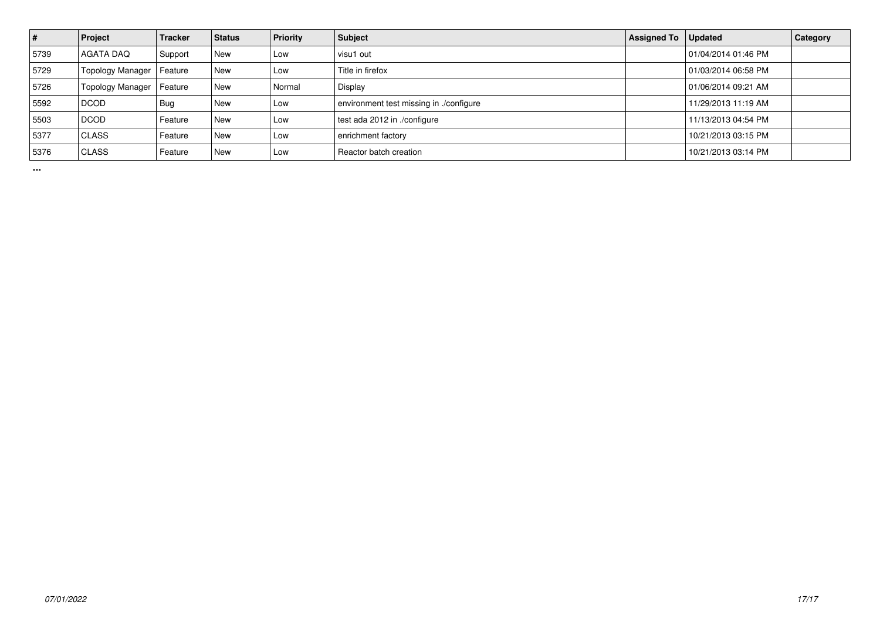| # | Project | Tracker | Status | Priority | Subject | Assigned To | Updated | Category |
|---|---|---|---|---|---|---|---|---|
| 5739 | AGATA DAQ | Support | New | Low | visu1 out | | 01/04/2014 01:46 PM | |
| 5729 | Topology Manager | Feature | New | Low | Title in firefox | | 01/03/2014 06:58 PM | |
| 5726 | Topology Manager | Feature | New | Normal | Display | | 01/06/2014 09:21 AM | |
| 5592 | DCOD | Bug | New | Low | environment test missing in ./configure | | 11/29/2013 11:19 AM | |
| 5503 | DCOD | Feature | New | Low | test ada 2012 in ./configure | | 11/13/2013 04:54 PM | |
| 5377 | CLASS | Feature | New | Low | enrichment factory | | 10/21/2013 03:15 PM | |
| 5376 | CLASS | Feature | New | Low | Reactor batch creation | | 10/21/2013 03:14 PM | |

...